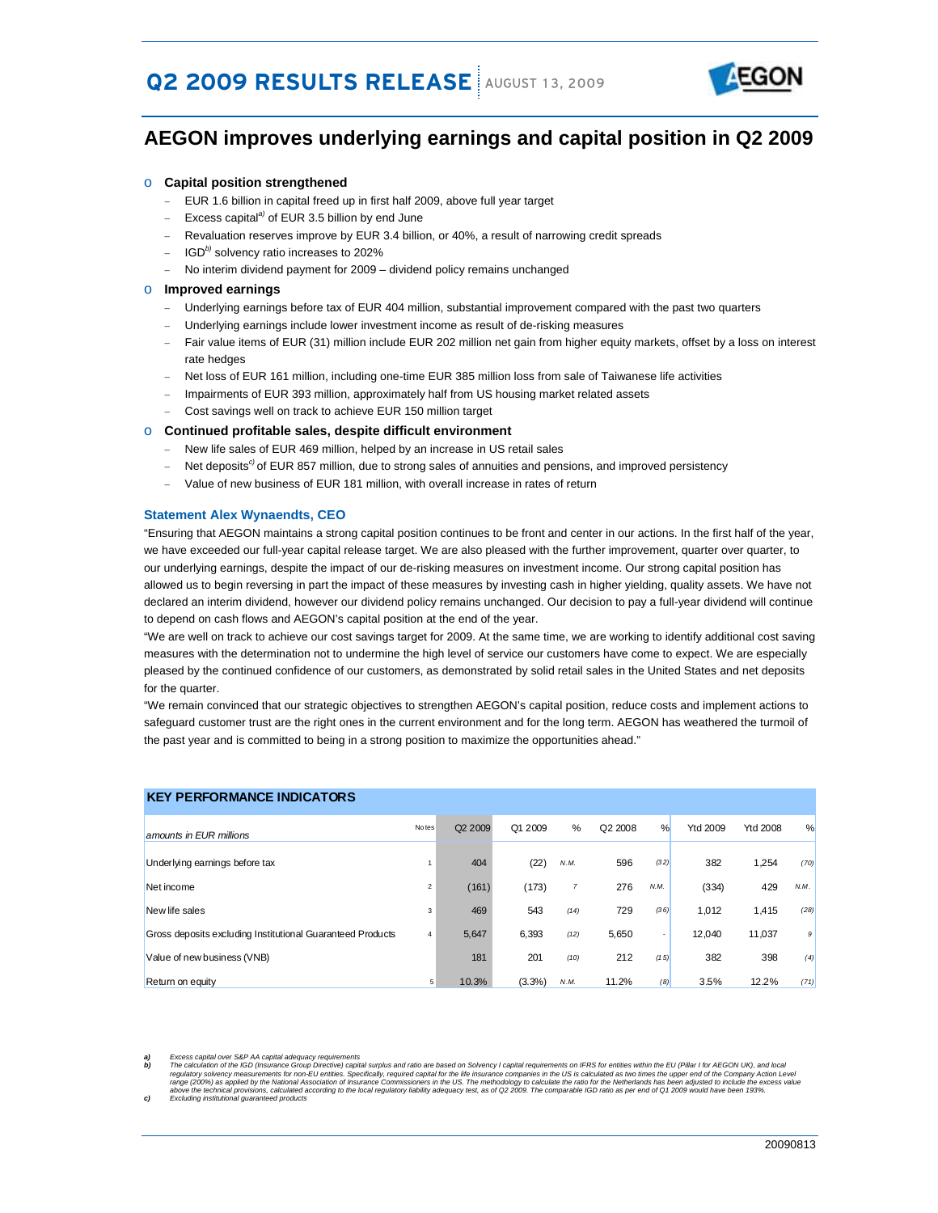# Q2 2009 RESULTS RELEASE | AUGUST 13, 2009

## AEGON improves underlying earnings and capital position in Q2 2009

- **Capital position strengthened**
  - EUR 1.6 billion in capital freed up in first half 2009, above full year target
  - Excess capital[a)] of EUR 3.5 billion by end June
  - Revaluation reserves improve by EUR 3.4 billion, or 40%, a result of narrowing credit spreads
  - IGD[b)] solvency ratio increases to 202%
  - No interim dividend payment for 2009 – dividend policy remains unchanged
- **Improved earnings**
  - Underlying earnings before tax of EUR 404 million, substantial improvement compared with the past two quarters
  - Underlying earnings include lower investment income as result of de-risking measures
  - Fair value items of EUR (31) million include EUR 202 million net gain from higher equity markets, offset by a loss on interest rate hedges
  - Net loss of EUR 161 million, including one-time EUR 385 million loss from sale of Taiwanese life activities
  - Impairments of EUR 393 million, approximately half from US housing market related assets
  - Cost savings well on track to achieve EUR 150 million target
- **Continued profitable sales, despite difficult environment**
  - New life sales of EUR 469 million, helped by an increase in US retail sales
  - Net deposits[c)] of EUR 857 million, due to strong sales of annuities and pensions, and improved persistency
  - Value of new business of EUR 181 million, with overall increase in rates of return

### Statement Alex Wynaendts, CEO

"Ensuring that AEGON maintains a strong capital position continues to be front and center in our actions. In the first half of the year, we have exceeded our full-year capital release target. We are also pleased with the further improvement, quarter over quarter, to our underlying earnings, despite the impact of our de-risking measures on investment income. Our strong capital position has allowed us to begin reversing in part the impact of these measures by investing cash in higher yielding, quality assets. We have not declared an interim dividend, however our dividend policy remains unchanged. Our decision to pay a full-year dividend will continue to depend on cash flows and AEGON's capital position at the end of the year.

"We are well on track to achieve our cost savings target for 2009. At the same time, we are working to identify additional cost saving measures with the determination not to undermine the high level of service our customers have come to expect. We are especially pleased by the continued confidence of our customers, as demonstrated by solid retail sales in the United States and net deposits for the quarter.

"We remain convinced that our strategic objectives to strengthen AEGON's capital position, reduce costs and implement actions to safeguard customer trust are the right ones in the current environment and for the long term. AEGON has weathered the turmoil of the past year and is committed to being in a strong position to maximize the opportunities ahead."

### KEY PERFORMANCE INDICATORS

| *amounts in EUR millions* | Notes | Q2 2009 | Q1 2009 | % | Q2 2008 | % | Ytd 2009 | Ytd 2008 | % |
|---|---|---|---|---|---|---|---|---|---|
| Underlying earnings before tax | 1 | 404 | (22) | N.M. | 596 | (32) | 382 | 1,254 | (70) |
| Net income | 2 | (161) | (173) | 7 | 276 | N.M. | (334) | 429 | N.M. |
| New life sales | 3 | 469 | 543 | (14) | 729 | (36) | 1,012 | 1,415 | (28) |
| Gross deposits excluding Institutional Guaranteed Products | 4 | 5,647 | 6,393 | (12) | 5,650 | - | 12,040 | 11,037 | 9 |
| Value of new business (VNB) | | 181 | 201 | (10) | 212 | (15) | 382 | 398 | (4) |
| Return on equity | 5 | 10.3% | (3.3%) | N.M. | 11.2% | (8) | 3.5% | 12.2% | (71) |

*a) Excess capital over S&P AA capital adequacy requirements*

*b) The calculation of the IGD (Insurance Group Directive) capital surplus and ratio are based on Solvency I capital requirements on IFRS for entities within the EU (Pillar I for AEGON UK), and local regulatory solvency measurements for non-EU entities. Specifically, required capital for the life insurance companies in the US is calculated as two times the upper end of the Company Action Level range (200%) as applied by the National Association of Insurance Commissioners in the US. The methodology to calculate the ratio for the Netherlands has been adjusted to include the excess value above the technical provisions, calculated according to the local regulatory liability adequacy test, as of Q2 2009. The comparable IGD ratio as per end of Q1 2009 would have been 193%.*

*c) Excluding institutional guaranteed products*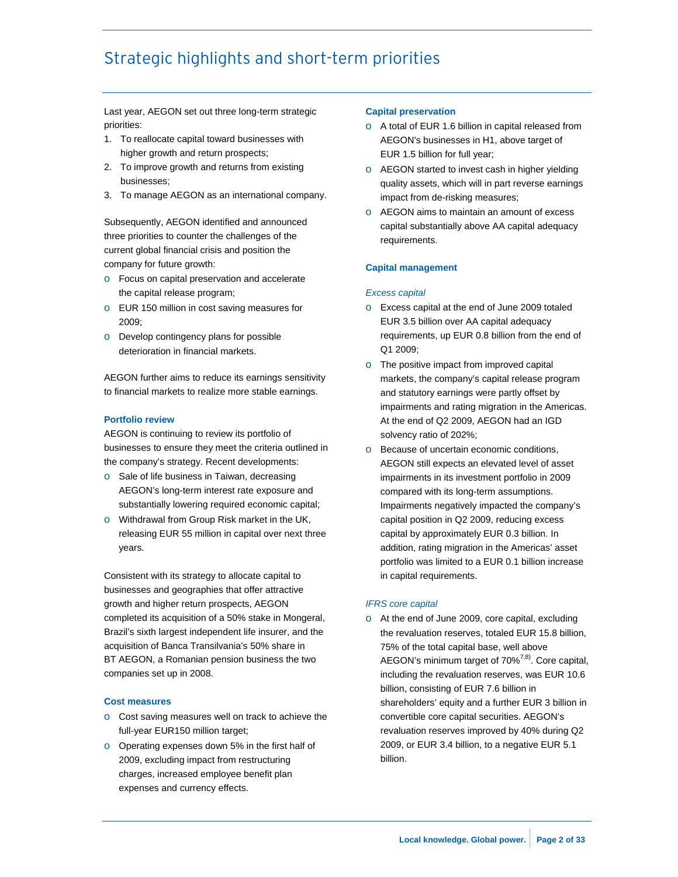# Strategic highlights and short-term priorities

Last year, AEGON set out three long-term strategic priorities:

1. To reallocate capital toward businesses with higher growth and return prospects;
2. To improve growth and returns from existing businesses;
3. To manage AEGON as an international company.

Subsequently, AEGON identified and announced three priorities to counter the challenges of the current global financial crisis and position the company for future growth:

- Focus on capital preservation and accelerate the capital release program;
- EUR 150 million in cost saving measures for 2009;
- Develop contingency plans for possible deterioration in financial markets.

AEGON further aims to reduce its earnings sensitivity to financial markets to realize more stable earnings.

**Portfolio review**

AEGON is continuing to review its portfolio of businesses to ensure they meet the criteria outlined in the company's strategy. Recent developments:

- Sale of life business in Taiwan, decreasing AEGON's long-term interest rate exposure and substantially lowering required economic capital;
- Withdrawal from Group Risk market in the UK, releasing EUR 55 million in capital over next three years.

Consistent with its strategy to allocate capital to businesses and geographies that offer attractive growth and higher return prospects, AEGON completed its acquisition of a 50% stake in Mongeral, Brazil's sixth largest independent life insurer, and the acquisition of Banca Transilvania's 50% share in BT AEGON, a Romanian pension business the two companies set up in 2008.

**Cost measures**

- Cost saving measures well on track to achieve the full-year EUR150 million target;
- Operating expenses down 5% in the first half of 2009, excluding impact from restructuring charges, increased employee benefit plan expenses and currency effects.

**Capital preservation**

- A total of EUR 1.6 billion in capital released from AEGON's businesses in H1, above target of EUR 1.5 billion for full year;
- AEGON started to invest cash in higher yielding quality assets, which will in part reverse earnings impact from de-risking measures;
- AEGON aims to maintain an amount of excess capital substantially above AA capital adequacy requirements.

**Capital management**

*Excess capital*

- Excess capital at the end of June 2009 totaled EUR 3.5 billion over AA capital adequacy requirements, up EUR 0.8 billion from the end of Q1 2009;
- The positive impact from improved capital markets, the company's capital release program and statutory earnings were partly offset by impairments and rating migration in the Americas. At the end of Q2 2009, AEGON had an IGD solvency ratio of 202%;
- Because of uncertain economic conditions, AEGON still expects an elevated level of asset impairments in its investment portfolio in 2009 compared with its long-term assumptions. Impairments negatively impacted the company's capital position in Q2 2009, reducing excess capital by approximately EUR 0.3 billion. In addition, rating migration in the Americas' asset portfolio was limited to a EUR 0.1 billion increase in capital requirements.

*IFRS core capital*

- At the end of June 2009, core capital, excluding the revaluation reserves, totaled EUR 15.8 billion, 75% of the total capital base, well above AEGON's minimum target of 70%[7,8]. Core capital, including the revaluation reserves, was EUR 10.6 billion, consisting of EUR 7.6 billion in shareholders' equity and a further EUR 3 billion in convertible core capital securities. AEGON's revaluation reserves improved by 40% during Q2 2009, or EUR 3.4 billion, to a negative EUR 5.1 billion.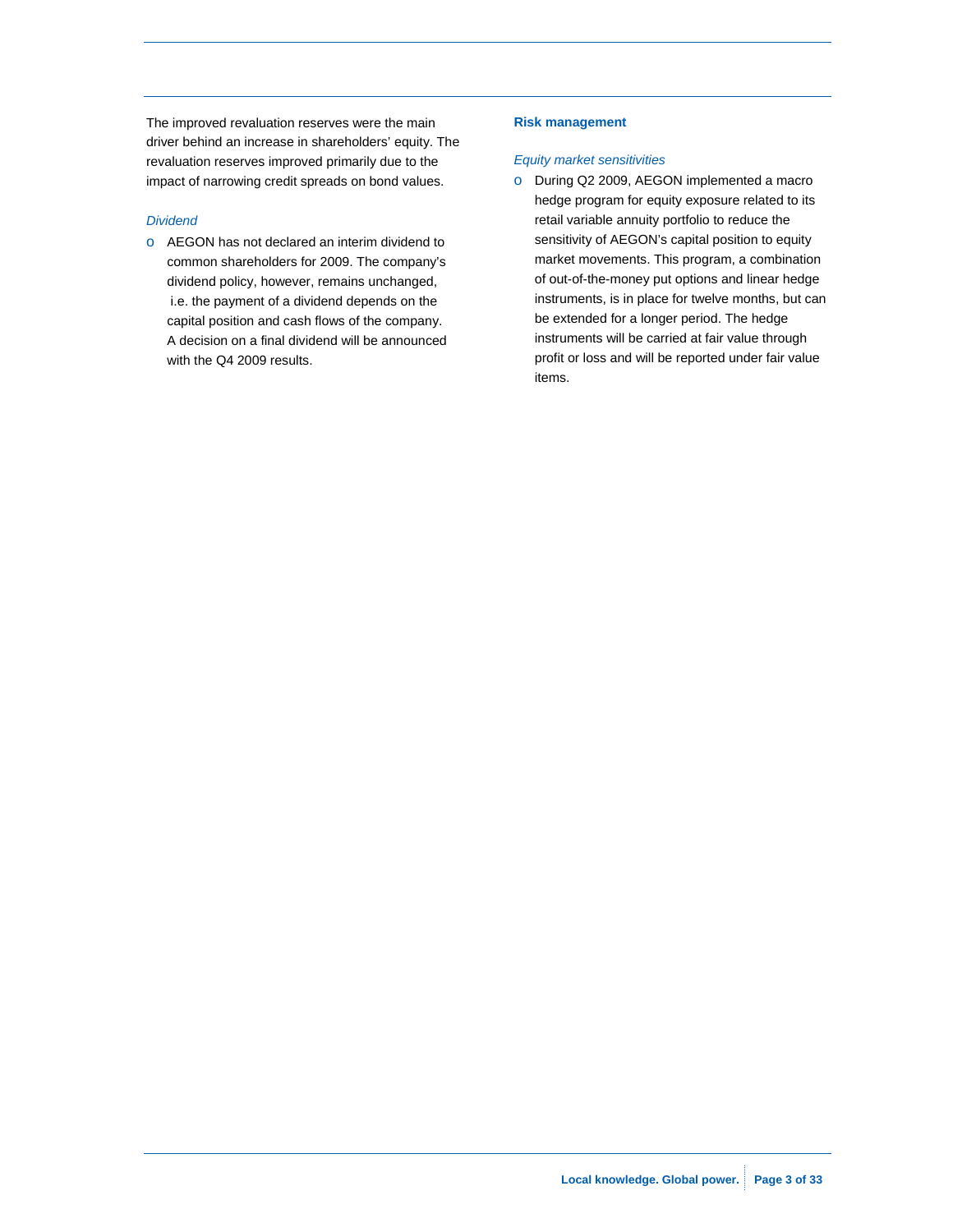The improved revaluation reserves were the main driver behind an increase in shareholders' equity. The revaluation reserves improved primarily due to the impact of narrowing credit spreads on bond values.

*Dividend*

- AEGON has not declared an interim dividend to common shareholders for 2009. The company's dividend policy, however, remains unchanged, i.e. the payment of a dividend depends on the capital position and cash flows of the company. A decision on a final dividend will be announced with the Q4 2009 results.

**Risk management**

*Equity market sensitivities*

- During Q2 2009, AEGON implemented a macro hedge program for equity exposure related to its retail variable annuity portfolio to reduce the sensitivity of AEGON's capital position to equity market movements. This program, a combination of out-of-the-money put options and linear hedge instruments, is in place for twelve months, but can be extended for a longer period. The hedge instruments will be carried at fair value through profit or loss and will be reported under fair value items.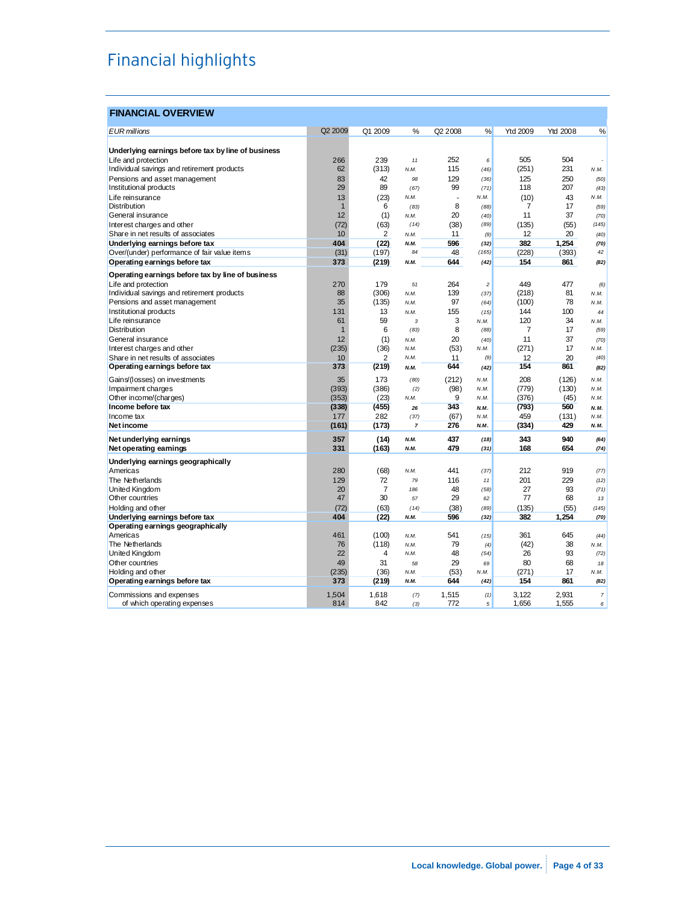# Financial highlights

| FINANCIAL OVERVIEW | | | | | | | | |
|---|---|---|---|---|---|---|---|---|
| *EUR millions* | Q2 2009 | Q1 2009 | % | Q2 2008 | % | Ytd 2009 | Ytd 2008 | % |
| **Underlying earnings before tax by line of business** | | | | | | | | |
| Life and protection | 266 | 239 | 11 | 252 | 6 | 505 | 504 | - |
| Individual savings and retirement products | 62 | (313) | N.M. | 115 | (46) | (251) | 231 | N.M. |
| Pensions and asset management | 83 | 42 | 98 | 129 | (36) | 125 | 250 | (50) |
| Institutional products | 29 | 89 | (67) | 99 | (71) | 118 | 207 | (43) |
| Life reinsurance | 13 | (23) | N.M. | - | N.M. | (10) | 43 | N.M. |
| Distribution | 1 | 6 | (83) | 8 | (88) | 7 | 17 | (59) |
| General insurance | 12 | (1) | N.M. | 20 | (40) | 11 | 37 | (70) |
| Interest charges and other | (72) | (63) | (14) | (38) | (89) | (135) | (55) | (145) |
| Share in net results of associates | 10 | 2 | N.M. | 11 | (9) | 12 | 20 | (40) |
| **Underlying earnings before tax** | **404** | **(22)** | **N.M.** | **596** | **(32)** | **382** | **1,254** | **(70)** |
| Over/(under) performance of fair value items | (31) | (197) | 84 | 48 | (165) | (228) | (393) | 42 |
| **Operating earnings before tax** | **373** | **(219)** | **N.M.** | **644** | **(42)** | **154** | **861** | **(82)** |
| **Operating earnings before tax by line of business** | | | | | | | | |
| Life and protection | 270 | 179 | 51 | 264 | 2 | 449 | 477 | (6) |
| Individual savings and retirement products | 88 | (306) | N.M. | 139 | (37) | (218) | 81 | N.M. |
| Pensions and asset management | 35 | (135) | N.M. | 97 | (64) | (100) | 78 | N.M. |
| Institutional products | 131 | 13 | N.M. | 155 | (15) | 144 | 100 | 44 |
| Life reinsurance | 61 | 59 | 3 | 3 | N.M. | 120 | 34 | N.M. |
| Distribution | 1 | 6 | (83) | 8 | (88) | 7 | 17 | (59) |
| General insurance | 12 | (1) | N.M. | 20 | (40) | 11 | 37 | (70) |
| Interest charges and other | (235) | (36) | N.M. | (53) | N.M. | (271) | 17 | N.M. |
| Share in net results of associates | 10 | 2 | N.M. | 11 | (9) | 12 | 20 | (40) |
| **Operating earnings before tax** | **373** | **(219)** | **N.M.** | **644** | **(42)** | **154** | **861** | **(82)** |
| Gains/(losses) on investments | 35 | 173 | (80) | (212) | N.M. | 208 | (126) | N.M. |
| Impairment charges | (393) | (386) | (2) | (98) | N.M. | (779) | (130) | N.M. |
| Other income/(charges) | (353) | (23) | N.M. | 9 | N.M. | (376) | (45) | N.M. |
| **Income before tax** | **(338)** | **(455)** | **26** | **343** | **N.M.** | **(793)** | **560** | **N.M.** |
| Income tax | 177 | 282 | (37) | (67) | N.M. | 459 | (131) | N.M. |
| **Net income** | **(161)** | **(173)** | **7** | **276** | **N.M.** | **(334)** | **429** | **N.M.** |
| **Net underlying earnings** | **357** | **(14)** | **N.M.** | **437** | **(18)** | **343** | **940** | **(64)** |
| **Net operating earnings** | **331** | **(163)** | **N.M.** | **479** | **(31)** | **168** | **654** | **(74)** |
| **Underlying earnings geographically** | | | | | | | | |
| Americas | 280 | (68) | N.M. | 441 | (37) | 212 | 919 | (77) |
| The Netherlands | 129 | 72 | 79 | 116 | 11 | 201 | 229 | (12) |
| United Kingdom | 20 | 7 | 186 | 48 | (58) | 27 | 93 | (71) |
| Other countries | 47 | 30 | 57 | 29 | 62 | 77 | 68 | 13 |
| Holding and other | (72) | (63) | (14) | (38) | (89) | (135) | (55) | (145) |
| **Underlying earnings before tax** | **404** | **(22)** | **N.M.** | **596** | **(32)** | **382** | **1,254** | **(70)** |
| **Operating earnings geographically** | | | | | | | | |
| Americas | 461 | (100) | N.M. | 541 | (15) | 361 | 645 | (44) |
| The Netherlands | 76 | (118) | N.M. | 79 | (4) | (42) | 38 | N.M. |
| United Kingdom | 22 | 4 | N.M. | 48 | (54) | 26 | 93 | (72) |
| Other countries | 49 | 31 | 58 | 29 | 69 | 80 | 68 | 18 |
| Holding and other | (235) | (36) | N.M. | (53) | N.M. | (271) | 17 | N.M. |
| **Operating earnings before tax** | **373** | **(219)** | **N.M.** | **644** | **(42)** | **154** | **861** | **(82)** |
| Commissions and expenses | 1,504 | 1,618 | (7) | 1,515 | (1) | 3,122 | 2,931 | 7 |
| of which operating expenses | 814 | 842 | (3) | 772 | 5 | 1,656 | 1,555 | 6 |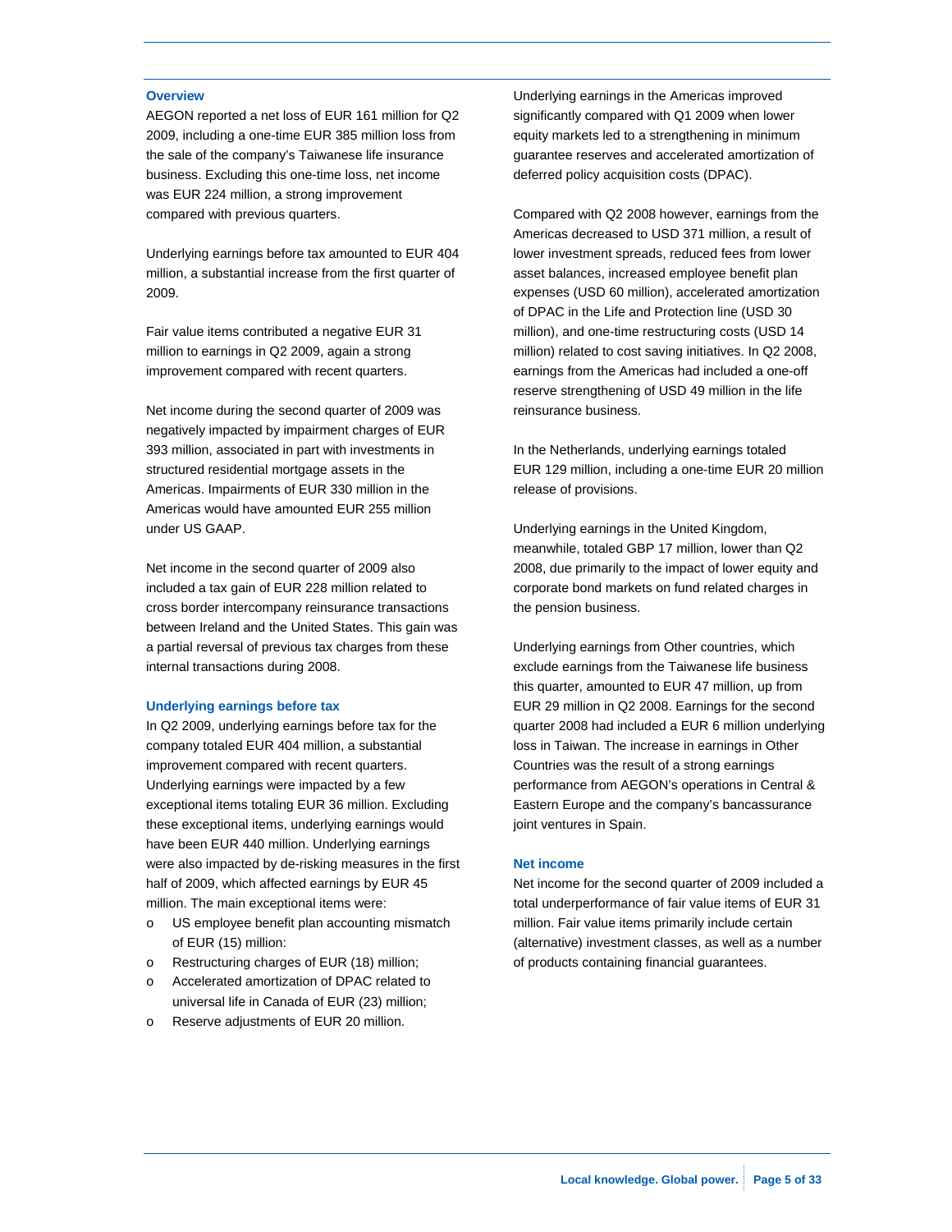## Overview

AEGON reported a net loss of EUR 161 million for Q2 2009, including a one-time EUR 385 million loss from the sale of the company's Taiwanese life insurance business. Excluding this one-time loss, net income was EUR 224 million, a strong improvement compared with previous quarters.

Underlying earnings before tax amounted to EUR 404 million, a substantial increase from the first quarter of 2009.

Fair value items contributed a negative EUR 31 million to earnings in Q2 2009, again a strong improvement compared with recent quarters.

Net income during the second quarter of 2009 was negatively impacted by impairment charges of EUR 393 million, associated in part with investments in structured residential mortgage assets in the Americas. Impairments of EUR 330 million in the Americas would have amounted EUR 255 million under US GAAP.

Net income in the second quarter of 2009 also included a tax gain of EUR 228 million related to cross border intercompany reinsurance transactions between Ireland and the United States. This gain was a partial reversal of previous tax charges from these internal transactions during 2008.

## Underlying earnings before tax

In Q2 2009, underlying earnings before tax for the company totaled EUR 404 million, a substantial improvement compared with recent quarters. Underlying earnings were impacted by a few exceptional items totaling EUR 36 million. Excluding these exceptional items, underlying earnings would have been EUR 440 million. Underlying earnings were also impacted by de-risking measures in the first half of 2009, which affected earnings by EUR 45 million. The main exceptional items were:

- US employee benefit plan accounting mismatch of EUR (15) million:
- Restructuring charges of EUR (18) million;
- Accelerated amortization of DPAC related to universal life in Canada of EUR (23) million;
- Reserve adjustments of EUR 20 million.

Underlying earnings in the Americas improved significantly compared with Q1 2009 when lower equity markets led to a strengthening in minimum guarantee reserves and accelerated amortization of deferred policy acquisition costs (DPAC).

Compared with Q2 2008 however, earnings from the Americas decreased to USD 371 million, a result of lower investment spreads, reduced fees from lower asset balances, increased employee benefit plan expenses (USD 60 million), accelerated amortization of DPAC in the Life and Protection line (USD 30 million), and one-time restructuring costs (USD 14 million) related to cost saving initiatives. In Q2 2008, earnings from the Americas had included a one-off reserve strengthening of USD 49 million in the life reinsurance business.

In the Netherlands, underlying earnings totaled EUR 129 million, including a one-time EUR 20 million release of provisions.

Underlying earnings in the United Kingdom, meanwhile, totaled GBP 17 million, lower than Q2 2008, due primarily to the impact of lower equity and corporate bond markets on fund related charges in the pension business.

Underlying earnings from Other countries, which exclude earnings from the Taiwanese life business this quarter, amounted to EUR 47 million, up from EUR 29 million in Q2 2008. Earnings for the second quarter 2008 had included a EUR 6 million underlying loss in Taiwan. The increase in earnings in Other Countries was the result of a strong earnings performance from AEGON's operations in Central & Eastern Europe and the company's bancassurance joint ventures in Spain.

## Net income

Net income for the second quarter of 2009 included a total underperformance of fair value items of EUR 31 million. Fair value items primarily include certain (alternative) investment classes, as well as a number of products containing financial guarantees.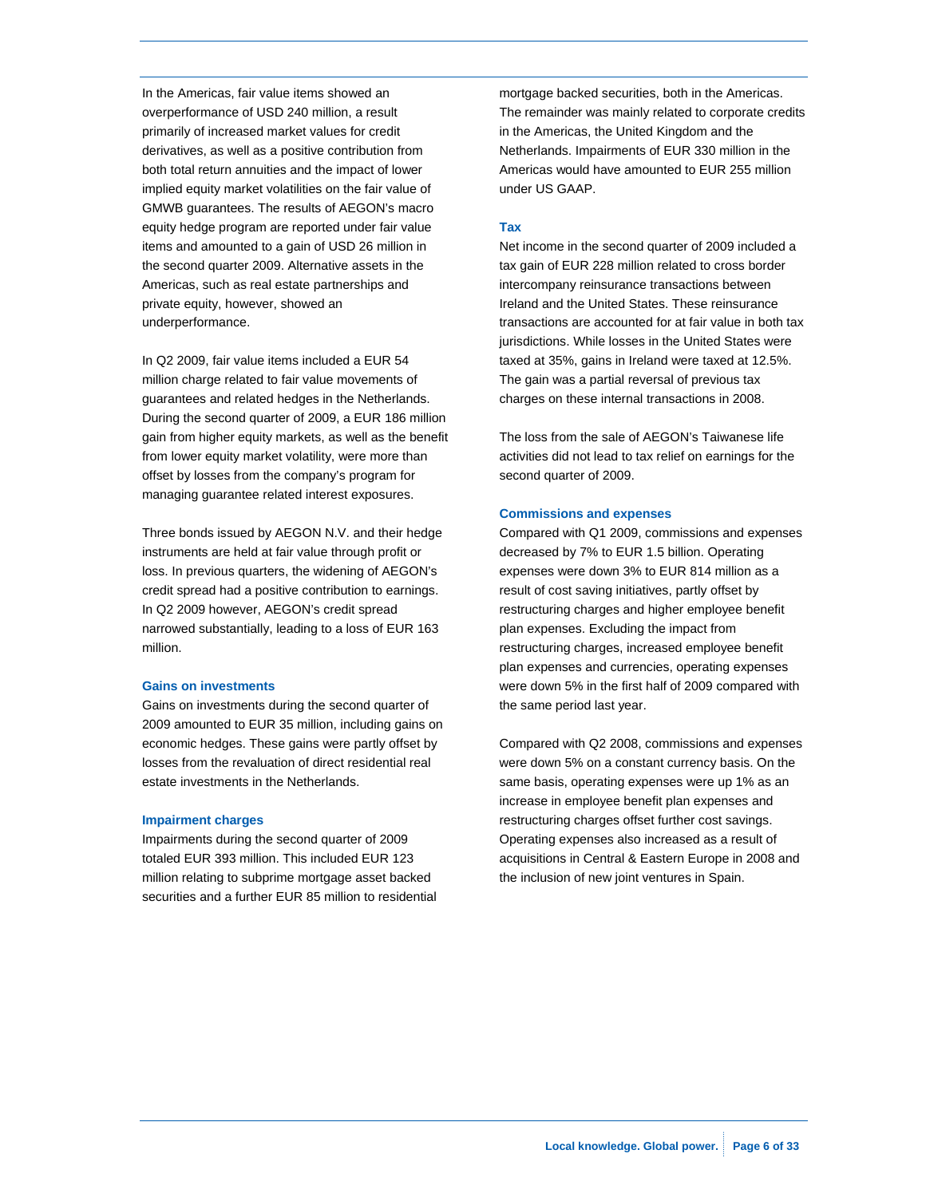In the Americas, fair value items showed an overperformance of USD 240 million, a result primarily of increased market values for credit derivatives, as well as a positive contribution from both total return annuities and the impact of lower implied equity market volatilities on the fair value of GMWB guarantees. The results of AEGON's macro equity hedge program are reported under fair value items and amounted to a gain of USD 26 million in the second quarter 2009. Alternative assets in the Americas, such as real estate partnerships and private equity, however, showed an underperformance.

In Q2 2009, fair value items included a EUR 54 million charge related to fair value movements of guarantees and related hedges in the Netherlands. During the second quarter of 2009, a EUR 186 million gain from higher equity markets, as well as the benefit from lower equity market volatility, were more than offset by losses from the company's program for managing guarantee related interest exposures.

Three bonds issued by AEGON N.V. and their hedge instruments are held at fair value through profit or loss. In previous quarters, the widening of AEGON's credit spread had a positive contribution to earnings. In Q2 2009 however, AEGON's credit spread narrowed substantially, leading to a loss of EUR 163 million.

### Gains on investments

Gains on investments during the second quarter of 2009 amounted to EUR 35 million, including gains on economic hedges. These gains were partly offset by losses from the revaluation of direct residential real estate investments in the Netherlands.

### Impairment charges

Impairments during the second quarter of 2009 totaled EUR 393 million. This included EUR 123 million relating to subprime mortgage asset backed securities and a further EUR 85 million to residential mortgage backed securities, both in the Americas. The remainder was mainly related to corporate credits in the Americas, the United Kingdom and the Netherlands. Impairments of EUR 330 million in the Americas would have amounted to EUR 255 million under US GAAP.

### Tax

Net income in the second quarter of 2009 included a tax gain of EUR 228 million related to cross border intercompany reinsurance transactions between Ireland and the United States. These reinsurance transactions are accounted for at fair value in both tax jurisdictions. While losses in the United States were taxed at 35%, gains in Ireland were taxed at 12.5%. The gain was a partial reversal of previous tax charges on these internal transactions in 2008.

The loss from the sale of AEGON's Taiwanese life activities did not lead to tax relief on earnings for the second quarter of 2009.

### Commissions and expenses

Compared with Q1 2009, commissions and expenses decreased by 7% to EUR 1.5 billion. Operating expenses were down 3% to EUR 814 million as a result of cost saving initiatives, partly offset by restructuring charges and higher employee benefit plan expenses. Excluding the impact from restructuring charges, increased employee benefit plan expenses and currencies, operating expenses were down 5% in the first half of 2009 compared with the same period last year.

Compared with Q2 2008, commissions and expenses were down 5% on a constant currency basis. On the same basis, operating expenses were up 1% as an increase in employee benefit plan expenses and restructuring charges offset further cost savings. Operating expenses also increased as a result of acquisitions in Central & Eastern Europe in 2008 and the inclusion of new joint ventures in Spain.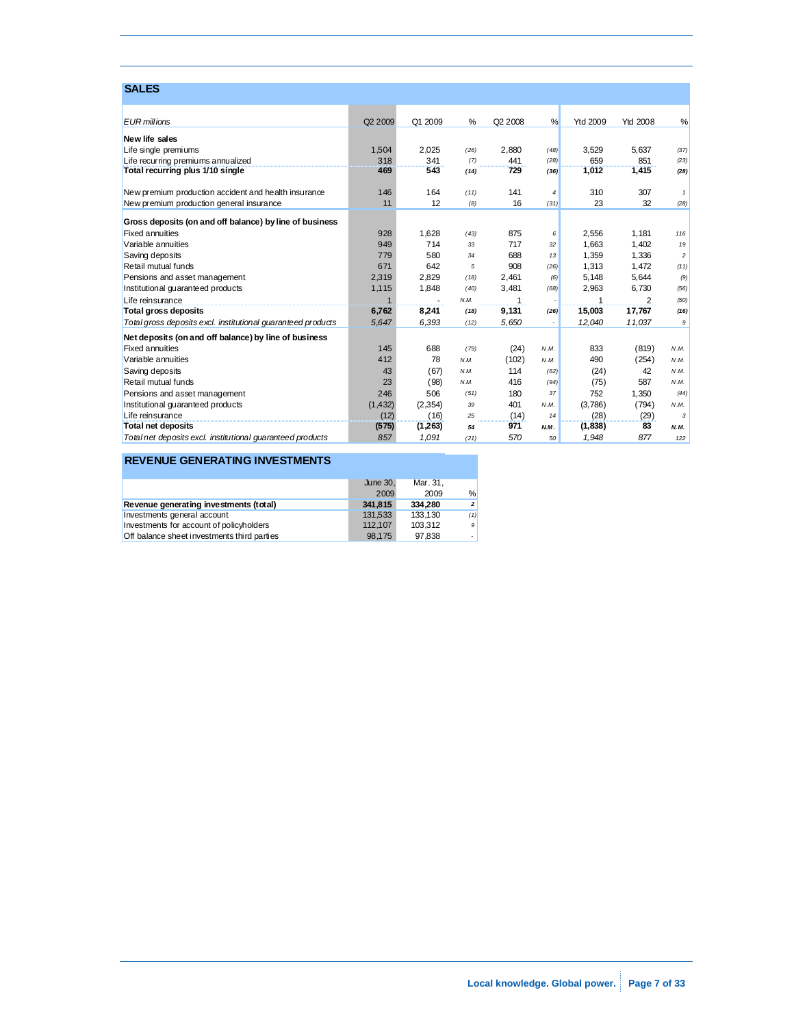## SALES

| EUR millions | Q2 2009 | Q1 2009 | % | Q2 2008 | % | Ytd 2009 | Ytd 2008 | % |
|---|---|---|---|---|---|---|---|---|
| **New life sales** | | | | | | | | |
| Life single premiums | 1,504 | 2,025 | (26) | 2,880 | (48) | 3,529 | 5,637 | (37) |
| Life recurring premiums annualized | 318 | 341 | (7) | 441 | (28) | 659 | 851 | (23) |
| **Total recurring plus 1/10 single** | **469** | **543** | **(14)** | **729** | **(36)** | **1,012** | **1,415** | **(28)** |
| | | | | | | | | |
| New premium production accident and health insurance | 146 | 164 | (11) | 141 | 4 | 310 | 307 | 1 |
| New premium production general insurance | 11 | 12 | (8) | 16 | (31) | 23 | 32 | (28) |
| **Gross deposits (on and off balance) by line of business** | | | | | | | | |
| Fixed annuities | 928 | 1,628 | (43) | 875 | 6 | 2,556 | 1,181 | 116 |
| Variable annuities | 949 | 714 | 33 | 717 | 32 | 1,663 | 1,402 | 19 |
| Saving deposits | 779 | 580 | 34 | 688 | 13 | 1,359 | 1,336 | 2 |
| Retail mutual funds | 671 | 642 | 5 | 908 | (26) | 1,313 | 1,472 | (11) |
| Pensions and asset management | 2,319 | 2,829 | (18) | 2,461 | (6) | 5,148 | 5,644 | (9) |
| Institutional guaranteed products | 1,115 | 1,848 | (40) | 3,481 | (68) | 2,963 | 6,730 | (56) |
| Life reinsurance | 1 | - | N.M. | 1 | - | 1 | 2 | (50) |
| **Total gross deposits** | **6,762** | **8,241** | **(18)** | **9,131** | **(26)** | **15,003** | **17,767** | **(16)** |
| *Total gross deposits excl. institutional guaranteed products* | *5,647* | *6,393* | *(12)* | *5,650* | *-* | *12,040* | *11,037* | *9* |
| **Net deposits (on and off balance) by line of business** | | | | | | | | |
| Fixed annuities | 145 | 688 | (79) | (24) | N.M. | 833 | (819) | N.M. |
| Variable annuities | 412 | 78 | N.M. | (102) | N.M. | 490 | (254) | N.M. |
| Saving deposits | 43 | (67) | N.M. | 114 | (62) | (24) | 42 | N.M. |
| Retail mutual funds | 23 | (98) | N.M. | 416 | (94) | (75) | 587 | N.M. |
| Pensions and asset management | 246 | 506 | (51) | 180 | 37 | 752 | 1,350 | (44) |
| Institutional guaranteed products | (1,432) | (2,354) | 39 | 401 | N.M. | (3,786) | (794) | N.M. |
| Life reinsurance | (12) | (16) | 25 | (14) | 14 | (28) | (29) | 3 |
| **Total net deposits** | **(575)** | **(1,263)** | **54** | **971** | **N.M.** | **(1,838)** | **83** | **N.M.** |
| *Total net deposits excl. institutional guaranteed products* | *857* | *1,091* | *(21)* | *570* | *50* | *1,948* | *877* | *122* |

## REVENUE GENERATING INVESTMENTS

| | June 30, 2009 | Mar. 31, 2009 | % |
|---|---|---|---|
| **Revenue generating investments (total)** | **341,815** | **334,280** | **2** |
| Investments general account | 131,533 | 133,130 | (1) |
| Investments for account of policyholders | 112,107 | 103,312 | 9 |
| Off balance sheet investments third parties | 98,175 | 97,838 | - |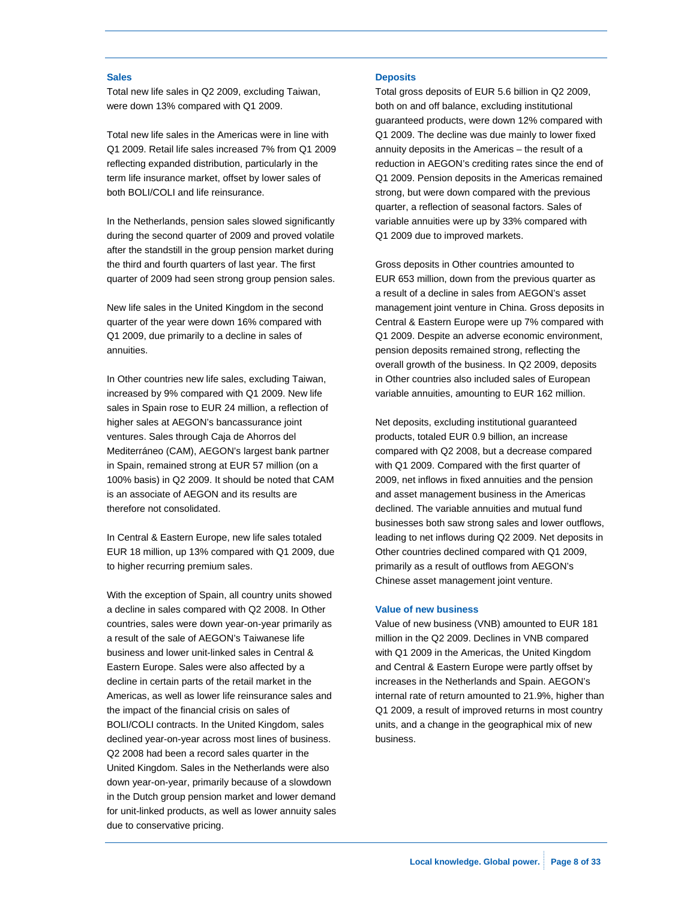### Sales

Total new life sales in Q2 2009, excluding Taiwan, were down 13% compared with Q1 2009.

Total new life sales in the Americas were in line with Q1 2009. Retail life sales increased 7% from Q1 2009 reflecting expanded distribution, particularly in the term life insurance market, offset by lower sales of both BOLI/COLI and life reinsurance.

In the Netherlands, pension sales slowed significantly during the second quarter of 2009 and proved volatile after the standstill in the group pension market during the third and fourth quarters of last year. The first quarter of 2009 had seen strong group pension sales.

New life sales in the United Kingdom in the second quarter of the year were down 16% compared with Q1 2009, due primarily to a decline in sales of annuities.

In Other countries new life sales, excluding Taiwan, increased by 9% compared with Q1 2009. New life sales in Spain rose to EUR 24 million, a reflection of higher sales at AEGON's bancassurance joint ventures. Sales through Caja de Ahorros del Mediterráneo (CAM), AEGON's largest bank partner in Spain, remained strong at EUR 57 million (on a 100% basis) in Q2 2009. It should be noted that CAM is an associate of AEGON and its results are therefore not consolidated.

In Central & Eastern Europe, new life sales totaled EUR 18 million, up 13% compared with Q1 2009, due to higher recurring premium sales.

With the exception of Spain, all country units showed a decline in sales compared with Q2 2008. In Other countries, sales were down year-on-year primarily as a result of the sale of AEGON's Taiwanese life business and lower unit-linked sales in Central & Eastern Europe. Sales were also affected by a decline in certain parts of the retail market in the Americas, as well as lower life reinsurance sales and the impact of the financial crisis on sales of BOLI/COLI contracts. In the United Kingdom, sales declined year-on-year across most lines of business. Q2 2008 had been a record sales quarter in the United Kingdom. Sales in the Netherlands were also down year-on-year, primarily because of a slowdown in the Dutch group pension market and lower demand for unit-linked products, as well as lower annuity sales due to conservative pricing.

### Deposits

Total gross deposits of EUR 5.6 billion in Q2 2009, both on and off balance, excluding institutional guaranteed products, were down 12% compared with Q1 2009. The decline was due mainly to lower fixed annuity deposits in the Americas – the result of a reduction in AEGON's crediting rates since the end of Q1 2009. Pension deposits in the Americas remained strong, but were down compared with the previous quarter, a reflection of seasonal factors. Sales of variable annuities were up by 33% compared with Q1 2009 due to improved markets.

Gross deposits in Other countries amounted to EUR 653 million, down from the previous quarter as a result of a decline in sales from AEGON's asset management joint venture in China. Gross deposits in Central & Eastern Europe were up 7% compared with Q1 2009. Despite an adverse economic environment, pension deposits remained strong, reflecting the overall growth of the business. In Q2 2009, deposits in Other countries also included sales of European variable annuities, amounting to EUR 162 million.

Net deposits, excluding institutional guaranteed products, totaled EUR 0.9 billion, an increase compared with Q2 2008, but a decrease compared with Q1 2009. Compared with the first quarter of 2009, net inflows in fixed annuities and the pension and asset management business in the Americas declined. The variable annuities and mutual fund businesses both saw strong sales and lower outflows, leading to net inflows during Q2 2009. Net deposits in Other countries declined compared with Q1 2009, primarily as a result of outflows from AEGON's Chinese asset management joint venture.

### Value of new business

Value of new business (VNB) amounted to EUR 181 million in the Q2 2009. Declines in VNB compared with Q1 2009 in the Americas, the United Kingdom and Central & Eastern Europe were partly offset by increases in the Netherlands and Spain. AEGON's internal rate of return amounted to 21.9%, higher than Q1 2009, a result of improved returns in most country units, and a change in the geographical mix of new business.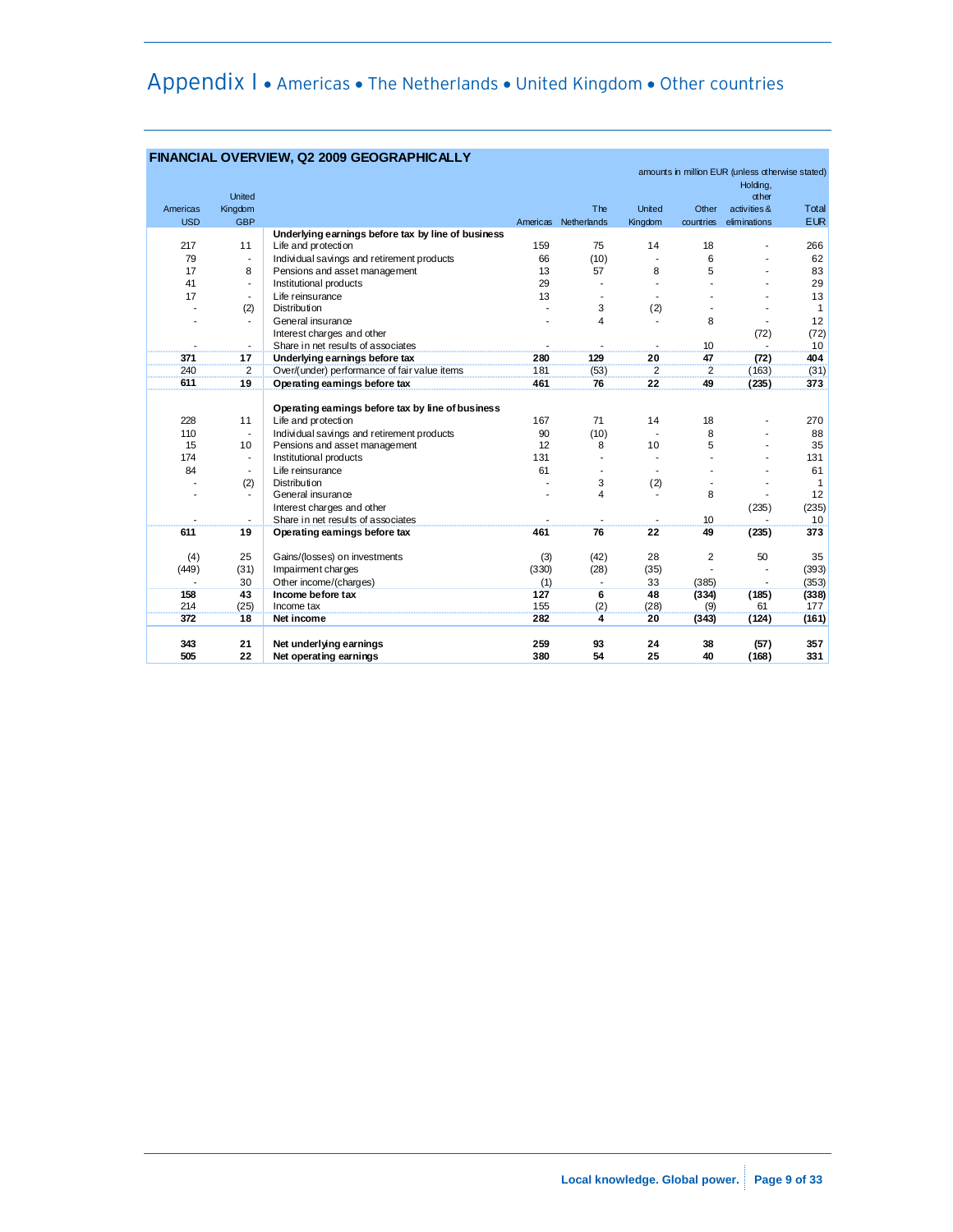# Appendix I • Americas • The Netherlands • United Kingdom • Other countries

**FINANCIAL OVERVIEW, Q2 2009 GEOGRAPHICALLY**

amounts in million EUR (unless otherwise stated)

| Americas USD | United Kingdom GBP | | Americas | The Netherlands | United Kingdom | Other countries | Holding, other activities & eliminations | Total EUR |
|---|---|---|---|---|---|---|---|---|
| | | **Underlying earnings before tax by line of business** | | | | | | |
| 217 | 11 | Life and protection | 159 | 75 | 14 | 18 | - | 266 |
| 79 | - | Individual savings and retirement products | 66 | (10) | - | 6 | - | 62 |
| 17 | 8 | Pensions and asset management | 13 | 57 | 8 | 5 | - | 83 |
| 41 | - | Institutional products | 29 | - | - | - | - | 29 |
| 17 | - | Life reinsurance | 13 | - | - | - | - | 13 |
| - | (2) | Distribution | - | 3 | (2) | - | - | 1 |
| - | - | General insurance | - | 4 | - | 8 | - | 12 |
| | | Interest charges and other | | | | | (72) | (72) |
| - | - | Share in net results of associates | - | - | - | 10 | - | 10 |
| **371** | **17** | **Underlying earnings before tax** | **280** | **129** | **20** | **47** | **(72)** | **404** |
| 240 | 2 | Over/(under) performance of fair value items | 181 | (53) | 2 | 2 | (163) | (31) |
| **611** | **19** | **Operating earnings before tax** | **461** | **76** | **22** | **49** | **(235)** | **373** |
| | | **Operating earnings before tax by line of business** | | | | | | |
| 228 | 11 | Life and protection | 167 | 71 | 14 | 18 | - | 270 |
| 110 | - | Individual savings and retirement products | 90 | (10) | - | 8 | - | 88 |
| 15 | 10 | Pensions and asset management | 12 | 8 | 10 | 5 | - | 35 |
| 174 | - | Institutional products | 131 | - | - | - | - | 131 |
| 84 | - | Life reinsurance | 61 | - | - | - | - | 61 |
| - | (2) | Distribution | - | 3 | (2) | - | - | 1 |
| - | - | General insurance | - | 4 | - | 8 | - | 12 |
| | | Interest charges and other | | | | | (235) | (235) |
| - | - | Share in net results of associates | - | - | - | 10 | - | 10 |
| **611** | **19** | **Operating earnings before tax** | **461** | **76** | **22** | **49** | **(235)** | **373** |
| (4) | 25 | Gains/(losses) on investments | (3) | (42) | 28 | 2 | 50 | 35 |
| (449) | (31) | Impairment charges | (330) | (28) | (35) | - | - | (393) |
| - | 30 | Other income/(charges) | (1) | - | 33 | (385) | - | (353) |
| **158** | **43** | **Income before tax** | **127** | **6** | **48** | **(334)** | **(185)** | **(338)** |
| 214 | (25) | Income tax | 155 | (2) | (28) | (9) | 61 | 177 |
| **372** | **18** | **Net income** | **282** | **4** | **20** | **(343)** | **(124)** | **(161)** |
| **343** | **21** | **Net underlying earnings** | **259** | **93** | **24** | **38** | **(57)** | **357** |
| **505** | **22** | **Net operating earnings** | **380** | **54** | **25** | **40** | **(168)** | **331** |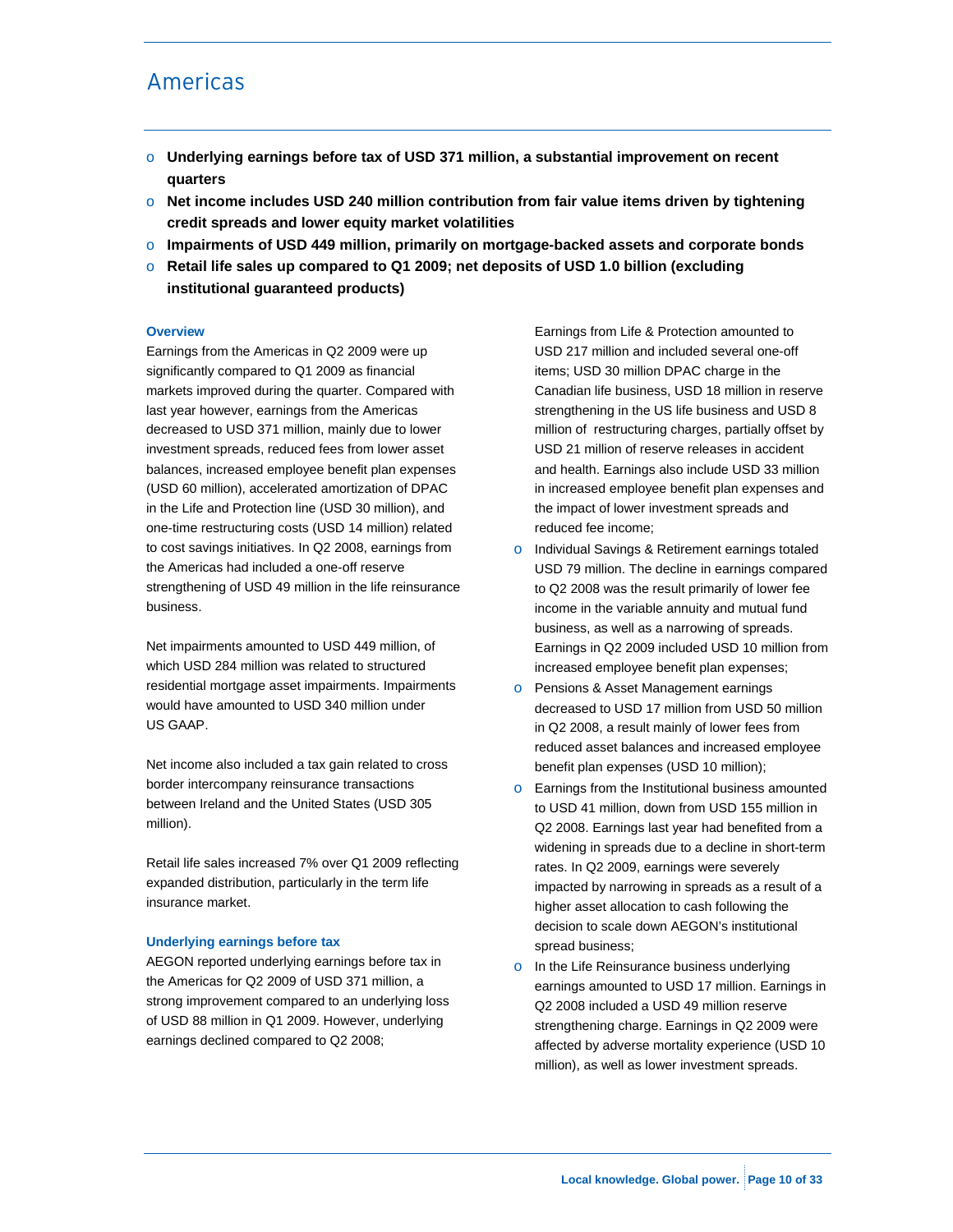# Americas

- **Underlying earnings before tax of USD 371 million, a substantial improvement on recent quarters**
- **Net income includes USD 240 million contribution from fair value items driven by tightening credit spreads and lower equity market volatilities**
- **Impairments of USD 449 million, primarily on mortgage-backed assets and corporate bonds**
- **Retail life sales up compared to Q1 2009; net deposits of USD 1.0 billion (excluding institutional guaranteed products)**

### Overview

Earnings from the Americas in Q2 2009 were up significantly compared to Q1 2009 as financial markets improved during the quarter. Compared with last year however, earnings from the Americas decreased to USD 371 million, mainly due to lower investment spreads, reduced fees from lower asset balances, increased employee benefit plan expenses (USD 60 million), accelerated amortization of DPAC in the Life and Protection line (USD 30 million), and one-time restructuring costs (USD 14 million) related to cost savings initiatives. In Q2 2008, earnings from the Americas had included a one-off reserve strengthening of USD 49 million in the life reinsurance business.

Net impairments amounted to USD 449 million, of which USD 284 million was related to structured residential mortgage asset impairments. Impairments would have amounted to USD 340 million under US GAAP.

Net income also included a tax gain related to cross border intercompany reinsurance transactions between Ireland and the United States (USD 305 million).

Retail life sales increased 7% over Q1 2009 reflecting expanded distribution, particularly in the term life insurance market.

### Underlying earnings before tax

AEGON reported underlying earnings before tax in the Americas for Q2 2009 of USD 371 million, a strong improvement compared to an underlying loss of USD 88 million in Q1 2009. However, underlying earnings declined compared to Q2 2008;

- Earnings from Life & Protection amounted to USD 217 million and included several one-off items; USD 30 million DPAC charge in the Canadian life business, USD 18 million in reserve strengthening in the US life business and USD 8 million of restructuring charges, partially offset by USD 21 million of reserve releases in accident and health. Earnings also include USD 33 million in increased employee benefit plan expenses and the impact of lower investment spreads and reduced fee income;
- Individual Savings & Retirement earnings totaled USD 79 million. The decline in earnings compared to Q2 2008 was the result primarily of lower fee income in the variable annuity and mutual fund business, as well as a narrowing of spreads. Earnings in Q2 2009 included USD 10 million from increased employee benefit plan expenses;
- Pensions & Asset Management earnings decreased to USD 17 million from USD 50 million in Q2 2008, a result mainly of lower fees from reduced asset balances and increased employee benefit plan expenses (USD 10 million);
- Earnings from the Institutional business amounted to USD 41 million, down from USD 155 million in Q2 2008. Earnings last year had benefited from a widening in spreads due to a decline in short-term rates. In Q2 2009, earnings were severely impacted by narrowing in spreads as a result of a higher asset allocation to cash following the decision to scale down AEGON's institutional spread business;
- In the Life Reinsurance business underlying earnings amounted to USD 17 million. Earnings in Q2 2008 included a USD 49 million reserve strengthening charge. Earnings in Q2 2009 were affected by adverse mortality experience (USD 10 million), as well as lower investment spreads.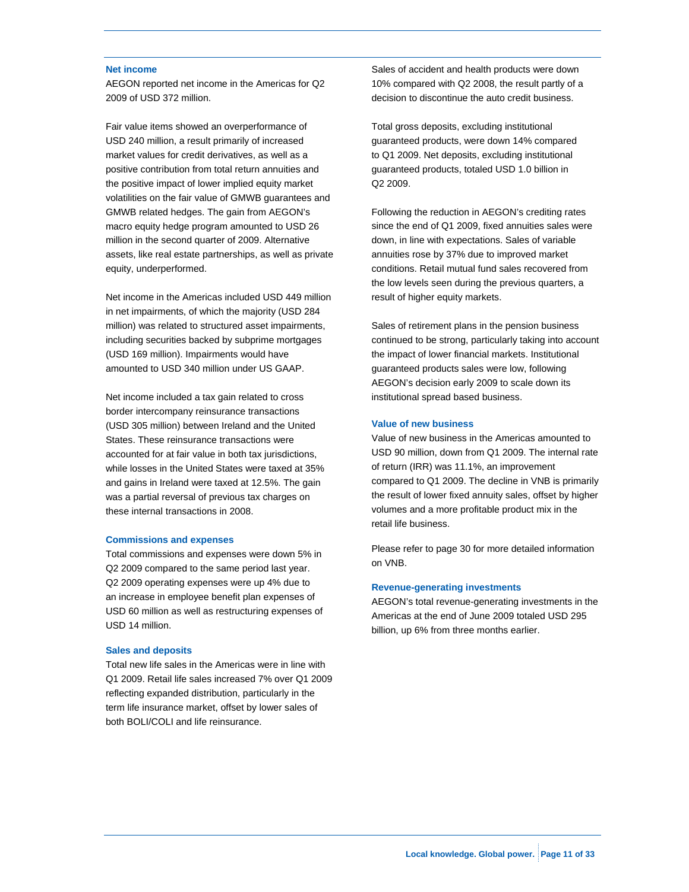### Net income

AEGON reported net income in the Americas for Q2 2009 of USD 372 million.

Fair value items showed an overperformance of USD 240 million, a result primarily of increased market values for credit derivatives, as well as a positive contribution from total return annuities and the positive impact of lower implied equity market volatilities on the fair value of GMWB guarantees and GMWB related hedges. The gain from AEGON's macro equity hedge program amounted to USD 26 million in the second quarter of 2009. Alternative assets, like real estate partnerships, as well as private equity, underperformed.

Net income in the Americas included USD 449 million in net impairments, of which the majority (USD 284 million) was related to structured asset impairments, including securities backed by subprime mortgages (USD 169 million). Impairments would have amounted to USD 340 million under US GAAP.

Net income included a tax gain related to cross border intercompany reinsurance transactions (USD 305 million) between Ireland and the United States. These reinsurance transactions were accounted for at fair value in both tax jurisdictions, while losses in the United States were taxed at 35% and gains in Ireland were taxed at 12.5%. The gain was a partial reversal of previous tax charges on these internal transactions in 2008.

### Commissions and expenses

Total commissions and expenses were down 5% in Q2 2009 compared to the same period last year. Q2 2009 operating expenses were up 4% due to an increase in employee benefit plan expenses of USD 60 million as well as restructuring expenses of USD 14 million.

### Sales and deposits

Total new life sales in the Americas were in line with Q1 2009. Retail life sales increased 7% over Q1 2009 reflecting expanded distribution, particularly in the term life insurance market, offset by lower sales of both BOLI/COLI and life reinsurance.

Sales of accident and health products were down 10% compared with Q2 2008, the result partly of a decision to discontinue the auto credit business.

Total gross deposits, excluding institutional guaranteed products, were down 14% compared to Q1 2009. Net deposits, excluding institutional guaranteed products, totaled USD 1.0 billion in Q2 2009.

Following the reduction in AEGON's crediting rates since the end of Q1 2009, fixed annuities sales were down, in line with expectations. Sales of variable annuities rose by 37% due to improved market conditions. Retail mutual fund sales recovered from the low levels seen during the previous quarters, a result of higher equity markets.

Sales of retirement plans in the pension business continued to be strong, particularly taking into account the impact of lower financial markets. Institutional guaranteed products sales were low, following AEGON's decision early 2009 to scale down its institutional spread based business.

### Value of new business

Value of new business in the Americas amounted to USD 90 million, down from Q1 2009. The internal rate of return (IRR) was 11.1%, an improvement compared to Q1 2009. The decline in VNB is primarily the result of lower fixed annuity sales, offset by higher volumes and a more profitable product mix in the retail life business.

Please refer to page 30 for more detailed information on VNB.

### Revenue-generating investments

AEGON's total revenue-generating investments in the Americas at the end of June 2009 totaled USD 295 billion, up 6% from three months earlier.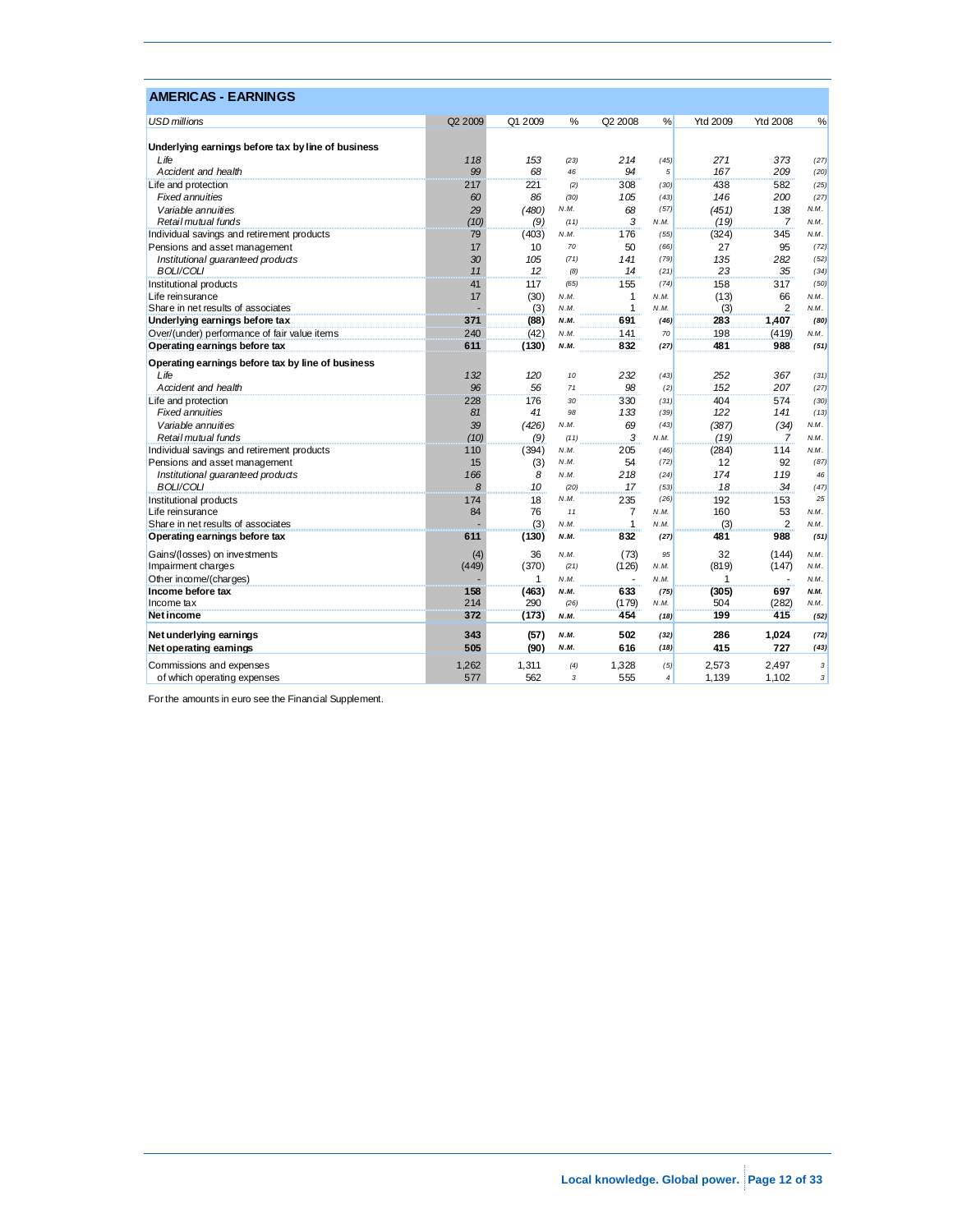## AMERICAS - EARNINGS

| *USD millions* | Q2 2009 | Q1 2009 | % | Q2 2008 | % | Ytd 2009 | Ytd 2008 | % |
|---|---|---|---|---|---|---|---|---|
| **Underlying earnings before tax by line of business** | | | | | | | | |
| *Life* | *118* | *153* | *(23)* | *214* | *(45)* | *271* | *373* | *(27)* |
| *Accident and health* | *99* | *68* | *46* | *94* | *5* | *167* | *209* | *(20)* |
| Life and protection | 217 | 221 | (2) | 308 | (30) | 438 | 582 | (25) |
| *Fixed annuities* | *60* | *86* | *(30)* | *105* | *(43)* | *146* | *200* | *(27)* |
| *Variable annuities* | *29* | *(480)* | *N.M.* | *68* | *(57)* | *(451)* | *138* | *N.M.* |
| *Retail mutual funds* | *(10)* | *(9)* | *(11)* | *3* | *N.M.* | *(19)* | *7* | *N.M.* |
| Individual savings and retirement products | 79 | (403) | N.M. | 176 | (55) | (324) | 345 | N.M. |
| Pensions and asset management | 17 | 10 | 70 | 50 | (66) | 27 | 95 | (72) |
| *Institutional guaranteed products* | *30* | *105* | *(71)* | *141* | *(79)* | *135* | *282* | *(52)* |
| *BOLI/COLI* | *11* | *12* | *(8)* | *14* | *(21)* | *23* | *35* | *(34)* |
| Institutional products | 41 | 117 | (65) | 155 | (74) | 158 | 317 | (50) |
| Life reinsurance | 17 | (30) | N.M. | 1 | N.M. | (13) | 66 | N.M. |
| Share in net results of associates | - | (3) | N.M. | 1 | N.M. | (3) | 2 | N.M. |
| **Underlying earnings before tax** | **371** | **(88)** | **N.M.** | **691** | **(46)** | **283** | **1,407** | **(80)** |
| Over/(under) performance of fair value items | 240 | (42) | N.M. | 141 | 70 | 198 | (419) | N.M. |
| **Operating earnings before tax** | **611** | **(130)** | **N.M.** | **832** | **(27)** | **481** | **988** | **(51)** |
| **Operating earnings before tax by line of business** | | | | | | | | |
| *Life* | *132* | *120* | *10* | *232* | *(43)* | *252* | *367* | *(31)* |
| *Accident and health* | *96* | *56* | *71* | *98* | *(2)* | *152* | *207* | *(27)* |
| Life and protection | 228 | 176 | 30 | 330 | (31) | 404 | 574 | (30) |
| *Fixed annuities* | *81* | *41* | *98* | *133* | *(39)* | *122* | *141* | *(13)* |
| *Variable annuities* | *39* | *(426)* | *N.M.* | *69* | *(43)* | *(387)* | *(34)* | *N.M.* |
| *Retail mutual funds* | *(10)* | *(9)* | *(11)* | *3* | *N.M.* | *(19)* | *7* | *N.M.* |
| Individual savings and retirement products | 110 | (394) | N.M. | 205 | (46) | (284) | 114 | N.M. |
| Pensions and asset management | 15 | (3) | N.M. | 54 | (72) | 12 | 92 | (87) |
| *Institutional guaranteed products* | *166* | *8* | *N.M.* | *218* | *(24)* | *174* | *119* | *46* |
| *BOLI/COLI* | *8* | *10* | *(20)* | *17* | *(53)* | *18* | *34* | *(47)* |
| Institutional products | 174 | 18 | N.M. | 235 | (26) | 192 | 153 | 25 |
| Life reinsurance | 84 | 76 | 11 | 7 | N.M. | 160 | 53 | N.M. |
| Share in net results of associates | - | (3) | N.M. | 1 | N.M. | (3) | 2 | N.M. |
| **Operating earnings before tax** | **611** | **(130)** | **N.M.** | **832** | **(27)** | **481** | **988** | **(51)** |
| Gains/(losses) on investments | (4) | 36 | N.M. | (73) | 95 | 32 | (144) | N.M. |
| Impairment charges | (449) | (370) | (21) | (126) | N.M. | (819) | (147) | N.M. |
| Other income/(charges) | - | 1 | N.M. | - | N.M. | 1 | - | N.M. |
| **Income before tax** | **158** | **(463)** | **N.M.** | **633** | **(75)** | **(305)** | **697** | **N.M.** |
| Income tax | 214 | 290 | (26) | (179) | N.M. | 504 | (282) | N.M. |
| **Net income** | **372** | **(173)** | **N.M.** | **454** | **(18)** | **199** | **415** | **(52)** |
| **Net underlying earnings** | **343** | **(57)** | **N.M.** | **502** | **(32)** | **286** | **1,024** | **(72)** |
| **Net operating earnings** | **505** | **(90)** | **N.M.** | **616** | **(18)** | **415** | **727** | **(43)** |
| Commissions and expenses | 1,262 | 1,311 | (4) | 1,328 | (5) | 2,573 | 2,497 | 3 |
| of which operating expenses | 577 | 562 | 3 | 555 | 4 | 1,139 | 1,102 | 3 |

For the amounts in euro see the Financial Supplement.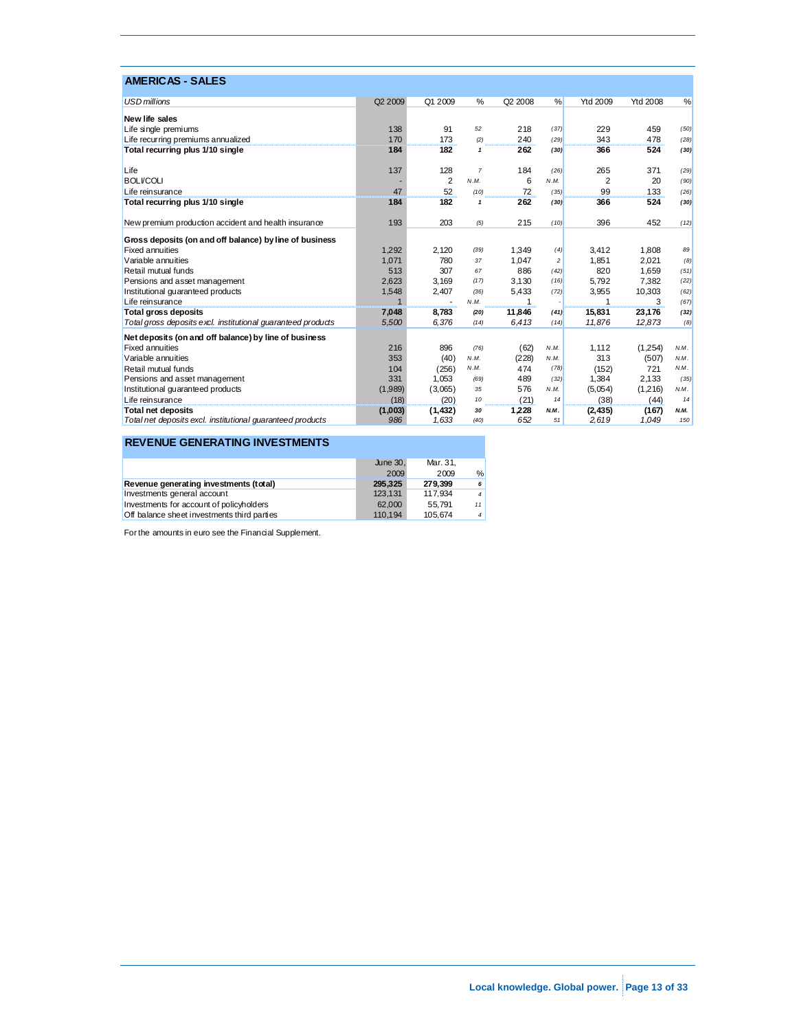## AMERICAS - SALES

| *USD millions* | Q2 2009 | Q1 2009 | % | Q2 2008 | % | Ytd 2009 | Ytd 2008 | % |
|---|---|---|---|---|---|---|---|---|
| **New life sales** | | | | | | | | |
| Life single premiums | 138 | 91 | 52 | 218 | (37) | 229 | 459 | (50) |
| Life recurring premiums annualized | 170 | 173 | (2) | 240 | (29) | 343 | 478 | (28) |
| **Total recurring plus 1/10 single** | **184** | **182** | **1** | **262** | **(30)** | **366** | **524** | **(30)** |
| | | | | | | | | |
| Life | 137 | 128 | 7 | 184 | (26) | 265 | 371 | (29) |
| BOLI/COLI | - | 2 | N.M. | 6 | N.M. | 2 | 20 | (90) |
| Life reinsurance | 47 | 52 | (10) | 72 | (35) | 99 | 133 | (26) |
| **Total recurring plus 1/10 single** | **184** | **182** | **1** | **262** | **(30)** | **366** | **524** | **(30)** |
| | | | | | | | | |
| New premium production accident and health insurance | 193 | 203 | (5) | 215 | (10) | 396 | 452 | (12) |
| | | | | | | | | |
| **Gross deposits (on and off balance) by line of business** | | | | | | | | |
| Fixed annuities | 1,292 | 2,120 | (39) | 1,349 | (4) | 3,412 | 1,808 | 89 |
| Variable annuities | 1,071 | 780 | 37 | 1,047 | 2 | 1,851 | 2,021 | (8) |
| Retail mutual funds | 513 | 307 | 67 | 886 | (42) | 820 | 1,659 | (51) |
| Pensions and asset management | 2,623 | 3,169 | (17) | 3,130 | (16) | 5,792 | 7,382 | (22) |
| Institutional guaranteed products | 1,548 | 2,407 | (36) | 5,433 | (72) | 3,955 | 10,303 | (62) |
| Life reinsurance | 1 | - | N.M. | 1 | - | 1 | 3 | (67) |
| **Total gross deposits** | **7,048** | **8,783** | **(20)** | **11,846** | **(41)** | **15,831** | **23,176** | **(32)** |
| *Total gross deposits excl. institutional guaranteed products* | *5,500* | *6,376* | *(14)* | *6,413* | *(14)* | *11,876* | *12,873* | *(8)* |
| | | | | | | | | |
| **Net deposits (on and off balance) by line of business** | | | | | | | | |
| Fixed annuities | 216 | 896 | (76) | (62) | N.M. | 1,112 | (1,254) | N.M. |
| Variable annuities | 353 | (40) | N.M. | (228) | N.M. | 313 | (507) | N.M. |
| Retail mutual funds | 104 | (256) | N.M. | 474 | (78) | (152) | 721 | N.M. |
| Pensions and asset management | 331 | 1,053 | (69) | 489 | (32) | 1,384 | 2,133 | (35) |
| Institutional guaranteed products | (1,989) | (3,065) | 35 | 576 | N.M. | (5,054) | (1,216) | N.M. |
| Life reinsurance | (18) | (20) | 10 | (21) | 14 | (38) | (44) | 14 |
| **Total net deposits** | **(1,003)** | **(1,432)** | **30** | **1,228** | **N.M.** | **(2,435)** | **(167)** | **N.M.** |
| *Total net deposits excl. institutional guaranteed products* | *986* | *1,633* | *(40)* | *652* | *51* | *2,619* | *1,049* | *150* |

## REVENUE GENERATING INVESTMENTS

| | June 30, 2009 | Mar. 31, 2009 | % |
|---|---|---|---|
| **Revenue generating investments (total)** | **295,325** | **279,399** | **6** |
| Investments general account | 123,131 | 117,934 | 4 |
| Investments for account of policyholders | 62,000 | 55,791 | 11 |
| Off balance sheet investments third parties | 110,194 | 105,674 | 4 |

For the amounts in euro see the Financial Supplement.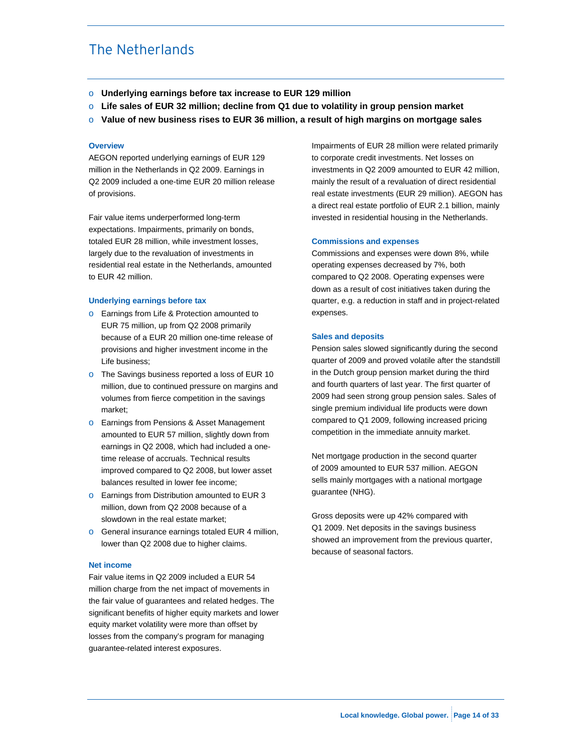# The Netherlands

- **Underlying earnings before tax increase to EUR 129 million**
- **Life sales of EUR 32 million; decline from Q1 due to volatility in group pension market**
- **Value of new business rises to EUR 36 million, a result of high margins on mortgage sales**

### Overview

AEGON reported underlying earnings of EUR 129 million in the Netherlands in Q2 2009. Earnings in Q2 2009 included a one-time EUR 20 million release of provisions.

Fair value items underperformed long-term expectations. Impairments, primarily on bonds, totaled EUR 28 million, while investment losses, largely due to the revaluation of investments in residential real estate in the Netherlands, amounted to EUR 42 million.

### Underlying earnings before tax

- Earnings from Life & Protection amounted to EUR 75 million, up from Q2 2008 primarily because of a EUR 20 million one-time release of provisions and higher investment income in the Life business;
- The Savings business reported a loss of EUR 10 million, due to continued pressure on margins and volumes from fierce competition in the savings market;
- Earnings from Pensions & Asset Management amounted to EUR 57 million, slightly down from earnings in Q2 2008, which had included a one-time release of accruals. Technical results improved compared to Q2 2008, but lower asset balances resulted in lower fee income;
- Earnings from Distribution amounted to EUR 3 million, down from Q2 2008 because of a slowdown in the real estate market;
- General insurance earnings totaled EUR 4 million, lower than Q2 2008 due to higher claims.

### Net income

Fair value items in Q2 2009 included a EUR 54 million charge from the net impact of movements in the fair value of guarantees and related hedges. The significant benefits of higher equity markets and lower equity market volatility were more than offset by losses from the company's program for managing guarantee-related interest exposures.

Impairments of EUR 28 million were related primarily to corporate credit investments. Net losses on investments in Q2 2009 amounted to EUR 42 million, mainly the result of a revaluation of direct residential real estate investments (EUR 29 million). AEGON has a direct real estate portfolio of EUR 2.1 billion, mainly invested in residential housing in the Netherlands.

### Commissions and expenses

Commissions and expenses were down 8%, while operating expenses decreased by 7%, both compared to Q2 2008. Operating expenses were down as a result of cost initiatives taken during the quarter, e.g. a reduction in staff and in project-related expenses.

### Sales and deposits

Pension sales slowed significantly during the second quarter of 2009 and proved volatile after the standstill in the Dutch group pension market during the third and fourth quarters of last year. The first quarter of 2009 had seen strong group pension sales. Sales of single premium individual life products were down compared to Q1 2009, following increased pricing competition in the immediate annuity market.

Net mortgage production in the second quarter of 2009 amounted to EUR 537 million. AEGON sells mainly mortgages with a national mortgage guarantee (NHG).

Gross deposits were up 42% compared with Q1 2009. Net deposits in the savings business showed an improvement from the previous quarter, because of seasonal factors.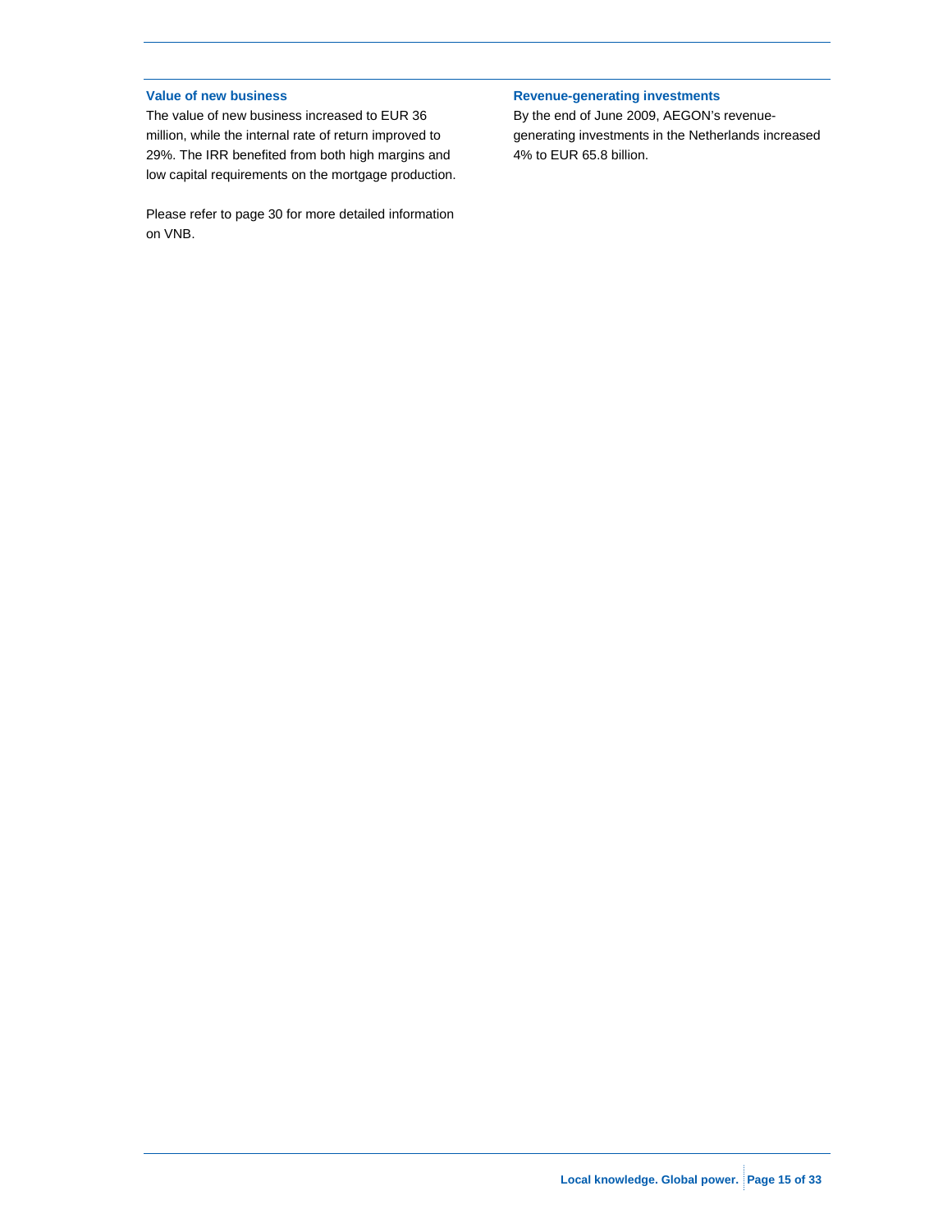### Value of new business

The value of new business increased to EUR 36 million, while the internal rate of return improved to 29%. The IRR benefited from both high margins and low capital requirements on the mortgage production.

Please refer to page 30 for more detailed information on VNB.

### Revenue-generating investments

By the end of June 2009, AEGON's revenue-generating investments in the Netherlands increased 4% to EUR 65.8 billion.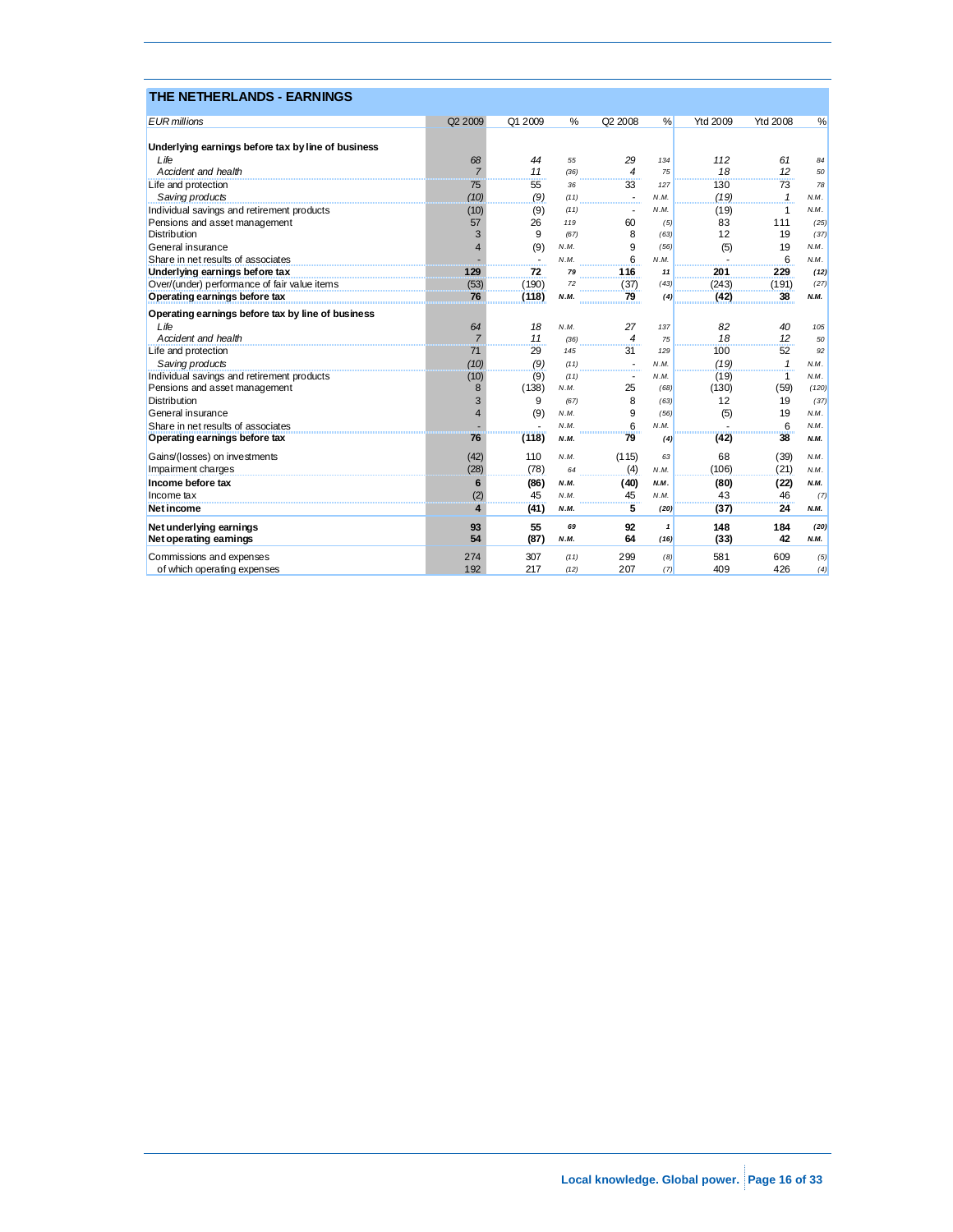## THE NETHERLANDS - EARNINGS

| *EUR millions* | Q2 2009 | Q1 2009 | % | Q2 2008 | % | Ytd 2009 | Ytd 2008 | % |
|---|---|---|---|---|---|---|---|---|
| **Underlying earnings before tax by line of business** | | | | | | | | |
| *Life* | *68* | *44* | *55* | *29* | *134* | *112* | *61* | *84* |
| *Accident and health* | *7* | *11* | *(36)* | *4* | *75* | *18* | *12* | *50* |
| Life and protection | 75 | 55 | *36* | 33 | *127* | 130 | 73 | *78* |
| *Saving products* | *(10)* | *(9)* | *(11)* | *-* | *N.M.* | *(19)* | *1* | *N.M.* |
| Individual savings and retirement products | (10) | (9) | *(11)* | - | *N.M.* | (19) | 1 | *N.M.* |
| Pensions and asset management | 57 | 26 | *119* | 60 | *(5)* | 83 | 111 | *(25)* |
| Distribution | 3 | 9 | *(67)* | 8 | *(63)* | 12 | 19 | *(37)* |
| General insurance | 4 | (9) | *N.M.* | 9 | *(56)* | (5) | 19 | *N.M.* |
| Share in net results of associates | - | - | *N.M.* | 6 | *N.M.* | - | 6 | *N.M.* |
| **Underlying earnings before tax** | **129** | **72** | ***79*** | **116** | ***11*** | **201** | **229** | ***(12)*** |
| Over/(under) performance of fair value items | (53) | (190) | *72* | (37) | *(43)* | (243) | (191) | *(27)* |
| **Operating earnings before tax** | **76** | **(118)** | ***N.M.*** | **79** | ***(4)*** | **(42)** | **38** | ***N.M.*** |
| **Operating earnings before tax by line of business** | | | | | | | | |
| *Life* | *64* | *18* | *N.M.* | *27* | *137* | *82* | *40* | *105* |
| *Accident and health* | *7* | *11* | *(36)* | *4* | *75* | *18* | *12* | *50* |
| Life and protection | 71 | 29 | *145* | 31 | *129* | 100 | 52 | *92* |
| *Saving products* | *(10)* | *(9)* | *(11)* | *-* | *N.M.* | *(19)* | *1* | *N.M.* |
| Individual savings and retirement products | (10) | (9) | *(11)* | - | *N.M.* | (19) | 1 | *N.M.* |
| Pensions and asset management | 8 | (138) | *N.M.* | 25 | *(68)* | (130) | (59) | *(120)* |
| Distribution | 3 | 9 | *(67)* | 8 | *(63)* | 12 | 19 | *(37)* |
| General insurance | 4 | (9) | *N.M.* | 9 | *(56)* | (5) | 19 | *N.M.* |
| Share in net results of associates | - | - | *N.M.* | 6 | *N.M.* | - | 6 | *N.M.* |
| **Operating earnings before tax** | **76** | **(118)** | ***N.M.*** | **79** | ***(4)*** | **(42)** | **38** | ***N.M.*** |
| Gains/(losses) on investments | (42) | 110 | *N.M.* | (115) | *63* | 68 | (39) | *N.M.* |
| Impairment charges | (28) | (78) | *64* | (4) | *N.M.* | (106) | (21) | *N.M.* |
| **Income before tax** | **6** | **(86)** | ***N.M.*** | **(40)** | ***N.M.*** | **(80)** | **(22)** | ***N.M.*** |
| Income tax | (2) | 45 | *N.M.* | 45 | *N.M.* | 43 | 46 | *(7)* |
| **Net income** | **4** | **(41)** | ***N.M.*** | **5** | ***(20)*** | **(37)** | **24** | ***N.M.*** |
| **Net underlying earnings** | **93** | **55** | ***69*** | **92** | ***1*** | **148** | **184** | ***(20)*** |
| **Net operating earnings** | **54** | **(87)** | ***N.M.*** | **64** | ***(16)*** | **(33)** | **42** | ***N.M.*** |
| Commissions and expenses | 274 | 307 | *(11)* | 299 | *(8)* | 581 | 609 | *(5)* |
| of which operating expenses | 192 | 217 | *(12)* | 207 | *(7)* | 409 | 426 | *(4)* |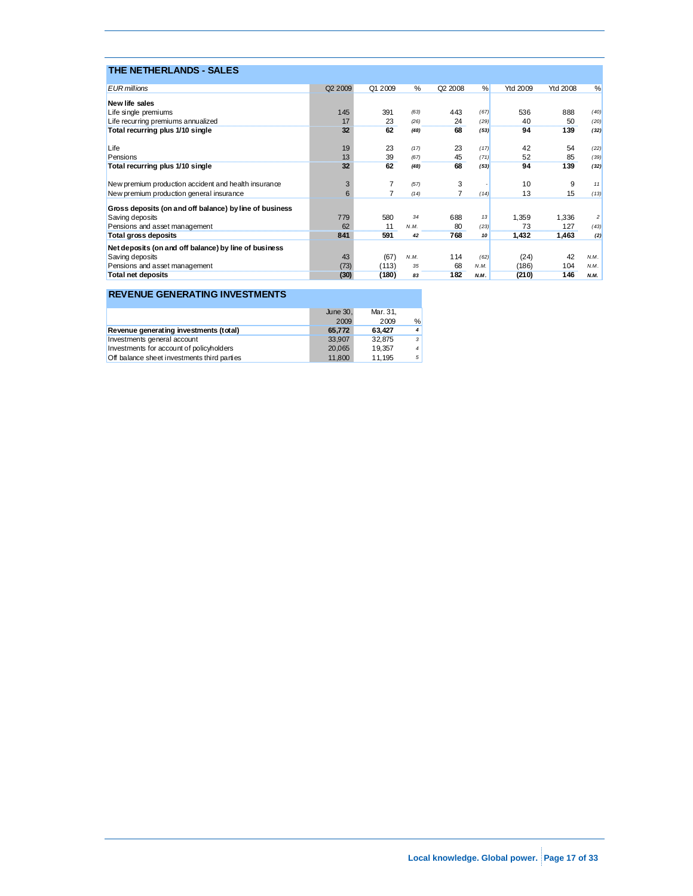## THE NETHERLANDS - SALES

| *EUR millions* | Q2 2009 | Q1 2009 | % | Q2 2008 | % | Ytd 2009 | Ytd 2008 | % |
|---|---|---|---|---|---|---|---|---|
| **New life sales** | | | | | | | | |
| Life single premiums | 145 | 391 | *(63)* | 443 | *(67)* | 536 | 888 | *(40)* |
| Life recurring premiums annualized | 17 | 23 | *(26)* | 24 | *(29)* | 40 | 50 | *(20)* |
| **Total recurring plus 1/10 single** | **32** | **62** | ***(48)*** | **68** | ***(53)*** | **94** | **139** | ***(32)*** |
| | | | | | | | | |
| Life | 19 | 23 | *(17)* | 23 | *(17)* | 42 | 54 | *(22)* |
| Pensions | 13 | 39 | *(67)* | 45 | *(71)* | 52 | 85 | *(39)* |
| **Total recurring plus 1/10 single** | **32** | **62** | ***(48)*** | **68** | ***(53)*** | **94** | **139** | ***(32)*** |
| | | | | | | | | |
| New premium production accident and health insurance | 3 | 7 | *(57)* | 3 | *-* | 10 | 9 | *11* |
| New premium production general insurance | 6 | 7 | *(14)* | 7 | *(14)* | 13 | 15 | *(13)* |
| | | | | | | | | |
| **Gross deposits (on and off balance) by line of business** | | | | | | | | |
| Saving deposits | 779 | 580 | *34* | 688 | *13* | 1,359 | 1,336 | *2* |
| Pensions and asset management | 62 | 11 | *N.M.* | 80 | *(23)* | 73 | 127 | *(43)* |
| **Total gross deposits** | **841** | **591** | ***42*** | **768** | ***10*** | **1,432** | **1,463** | ***(2)*** |
| **Net deposits (on and off balance) by line of business** | | | | | | | | |
| Saving deposits | 43 | (67) | *N.M.* | 114 | *(62)* | (24) | 42 | *N.M.* |
| Pensions and asset management | (73) | (113) | *35* | 68 | *N.M.* | (186) | 104 | *N.M.* |
| **Total net deposits** | **(30)** | **(180)** | ***83*** | **182** | ***N.M.*** | **(210)** | **146** | ***N.M.*** |

## REVENUE GENERATING INVESTMENTS

| | June 30, 2009 | Mar. 31, 2009 | % |
|---|---|---|---|
| **Revenue generating investments (total)** | **65,772** | **63,427** | ***4*** |
| Investments general account | 33,907 | 32,875 | *3* |
| Investments for account of policyholders | 20,065 | 19,357 | *4* |
| Off balance sheet investments third parties | 11,800 | 11,195 | *5* |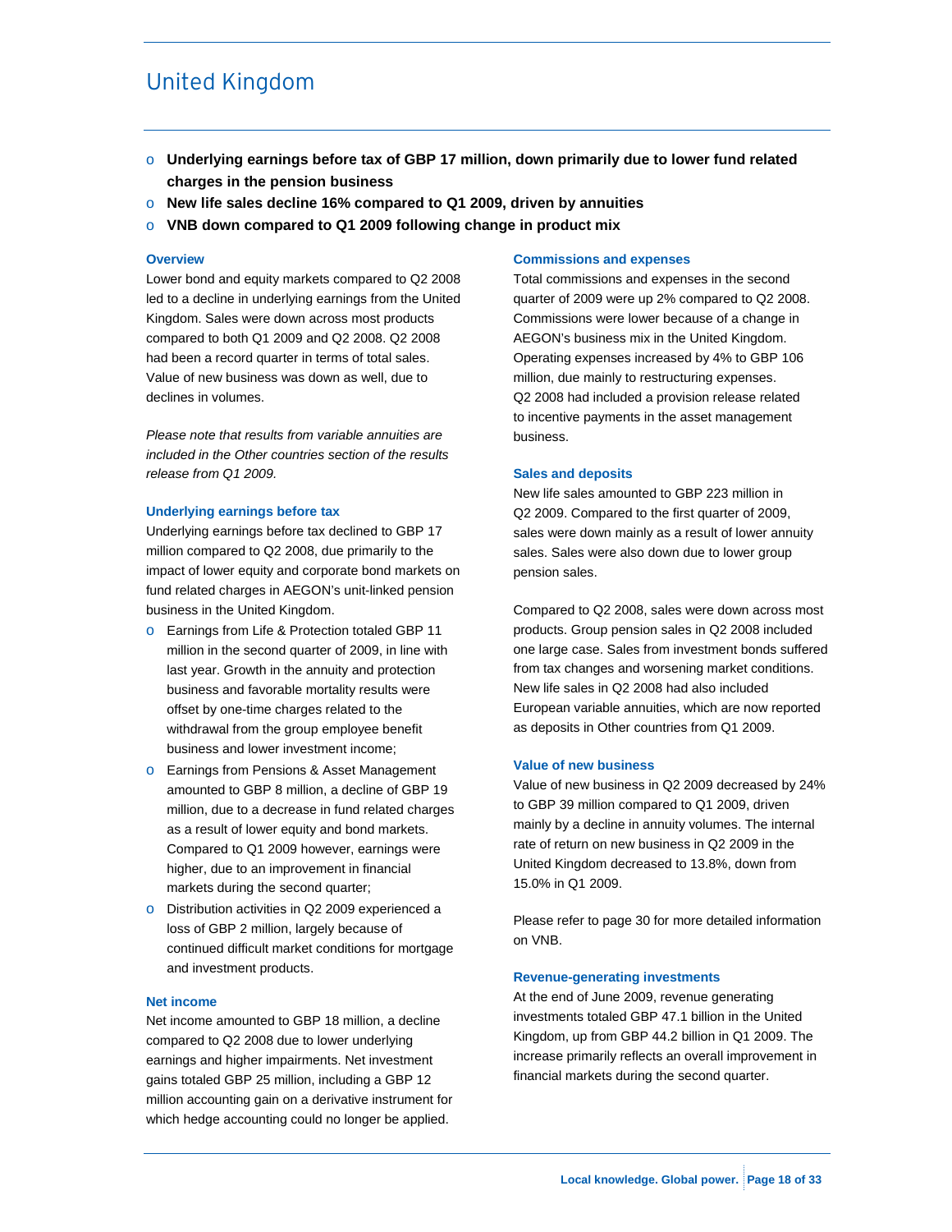# United Kingdom

- **Underlying earnings before tax of GBP 17 million, down primarily due to lower fund related charges in the pension business**
- **New life sales decline 16% compared to Q1 2009, driven by annuities**
- **VNB down compared to Q1 2009 following change in product mix**

### Overview

Lower bond and equity markets compared to Q2 2008 led to a decline in underlying earnings from the United Kingdom. Sales were down across most products compared to both Q1 2009 and Q2 2008. Q2 2008 had been a record quarter in terms of total sales. Value of new business was down as well, due to declines in volumes.

*Please note that results from variable annuities are included in the Other countries section of the results release from Q1 2009.*

### Underlying earnings before tax

Underlying earnings before tax declined to GBP 17 million compared to Q2 2008, due primarily to the impact of lower equity and corporate bond markets on fund related charges in AEGON's unit-linked pension business in the United Kingdom.

- Earnings from Life & Protection totaled GBP 11 million in the second quarter of 2009, in line with last year. Growth in the annuity and protection business and favorable mortality results were offset by one-time charges related to the withdrawal from the group employee benefit business and lower investment income;
- Earnings from Pensions & Asset Management amounted to GBP 8 million, a decline of GBP 19 million, due to a decrease in fund related charges as a result of lower equity and bond markets. Compared to Q1 2009 however, earnings were higher, due to an improvement in financial markets during the second quarter;
- Distribution activities in Q2 2009 experienced a loss of GBP 2 million, largely because of continued difficult market conditions for mortgage and investment products.

### Net income

Net income amounted to GBP 18 million, a decline compared to Q2 2008 due to lower underlying earnings and higher impairments. Net investment gains totaled GBP 25 million, including a GBP 12 million accounting gain on a derivative instrument for which hedge accounting could no longer be applied.

### Commissions and expenses

Total commissions and expenses in the second quarter of 2009 were up 2% compared to Q2 2008. Commissions were lower because of a change in AEGON's business mix in the United Kingdom. Operating expenses increased by 4% to GBP 106 million, due mainly to restructuring expenses. Q2 2008 had included a provision release related to incentive payments in the asset management business.

### Sales and deposits

New life sales amounted to GBP 223 million in Q2 2009. Compared to the first quarter of 2009, sales were down mainly as a result of lower annuity sales. Sales were also down due to lower group pension sales.

Compared to Q2 2008, sales were down across most products. Group pension sales in Q2 2008 included one large case. Sales from investment bonds suffered from tax changes and worsening market conditions. New life sales in Q2 2008 had also included European variable annuities, which are now reported as deposits in Other countries from Q1 2009.

### Value of new business

Value of new business in Q2 2009 decreased by 24% to GBP 39 million compared to Q1 2009, driven mainly by a decline in annuity volumes. The internal rate of return on new business in Q2 2009 in the United Kingdom decreased to 13.8%, down from 15.0% in Q1 2009.

Please refer to page 30 for more detailed information on VNB.

### Revenue-generating investments

At the end of June 2009, revenue generating investments totaled GBP 47.1 billion in the United Kingdom, up from GBP 44.2 billion in Q1 2009. The increase primarily reflects an overall improvement in financial markets during the second quarter.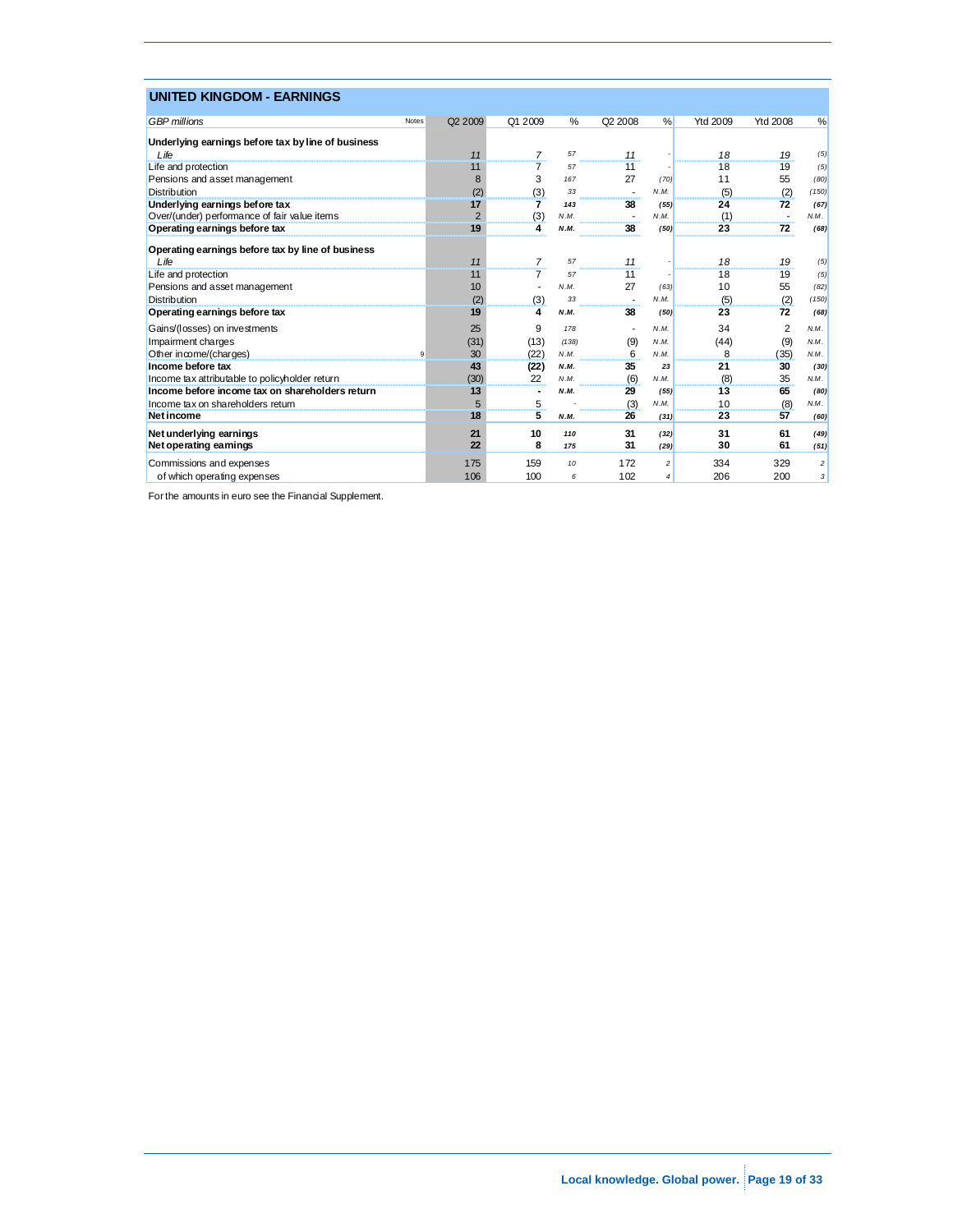## UNITED KINGDOM - EARNINGS

| *GBP millions* | Notes | Q2 2009 | Q1 2009 | % | Q2 2008 | % | Ytd 2009 | Ytd 2008 | % |
|---|---|---|---|---|---|---|---|---|---|
| **Underlying earnings before tax by line of business** | | | | | | | | | |
| *Life* | | *11* | *7* | *57* | *11* | *-* | *18* | *19* | *(5)* |
| Life and protection | | 11 | 7 | *57* | 11 | *-* | 18 | 19 | *(5)* |
| Pensions and asset management | | 8 | 3 | *167* | 27 | *(70)* | 11 | 55 | *(80)* |
| Distribution | | (2) | (3) | *33* | - | *N.M.* | (5) | (2) | *(150)* |
| **Underlying earnings before tax** | | **17** | **7** | ***143*** | **38** | ***(55)*** | **24** | **72** | ***(67)*** |
| Over/(under) performance of fair value items | | 2 | (3) | *N.M.* | - | *N.M.* | (1) | - | *N.M.* |
| **Operating earnings before tax** | | **19** | **4** | ***N.M.*** | **38** | ***(50)*** | **23** | **72** | ***(68)*** |
| **Operating earnings before tax by line of business** | | | | | | | | | |
| *Life* | | *11* | *7* | *57* | *11* | *-* | *18* | *19* | *(5)* |
| Life and protection | | 11 | 7 | *57* | 11 | *-* | 18 | 19 | *(5)* |
| Pensions and asset management | | 10 | - | *N.M.* | 27 | *(63)* | 10 | 55 | *(82)* |
| Distribution | | (2) | (3) | *33* | - | *N.M.* | (5) | (2) | *(150)* |
| **Operating earnings before tax** | | **19** | **4** | ***N.M.*** | **38** | ***(50)*** | **23** | **72** | ***(68)*** |
| Gains/(losses) on investments | | 25 | 9 | *178* | - | *N.M.* | 34 | 2 | *N.M.* |
| Impairment charges | | (31) | (13) | *(138)* | (9) | *N.M.* | (44) | (9) | *N.M.* |
| Other income/(charges) | 9 | 30 | (22) | *N.M.* | 6 | *N.M.* | 8 | (35) | *N.M.* |
| **Income before tax** | | **43** | **(22)** | ***N.M.*** | **35** | ***23*** | **21** | **30** | ***(30)*** |
| Income tax attributable to policyholder return | | (30) | 22 | *N.M.* | (6) | *N.M.* | (8) | 35 | *N.M.* |
| **Income before income tax on shareholders return** | | **13** | **-** | ***N.M.*** | **29** | ***(55)*** | **13** | **65** | ***(80)*** |
| Income tax on shareholders return | | 5 | 5 | *-* | (3) | *N.M.* | 10 | (8) | *N.M.* |
| **Net income** | | **18** | **5** | ***N.M.*** | **26** | ***(31)*** | **23** | **57** | ***(60)*** |
| **Net underlying earnings** | | **21** | **10** | ***110*** | **31** | ***(32)*** | **31** | **61** | ***(49)*** |
| **Net operating earnings** | | **22** | **8** | ***175*** | **31** | ***(29)*** | **30** | **61** | ***(51)*** |
| Commissions and expenses | | 175 | 159 | *10* | 172 | *2* | 334 | 329 | *2* |
| of which operating expenses | | 106 | 100 | *6* | 102 | *4* | 206 | 200 | *3* |

For the amounts in euro see the Financial Supplement.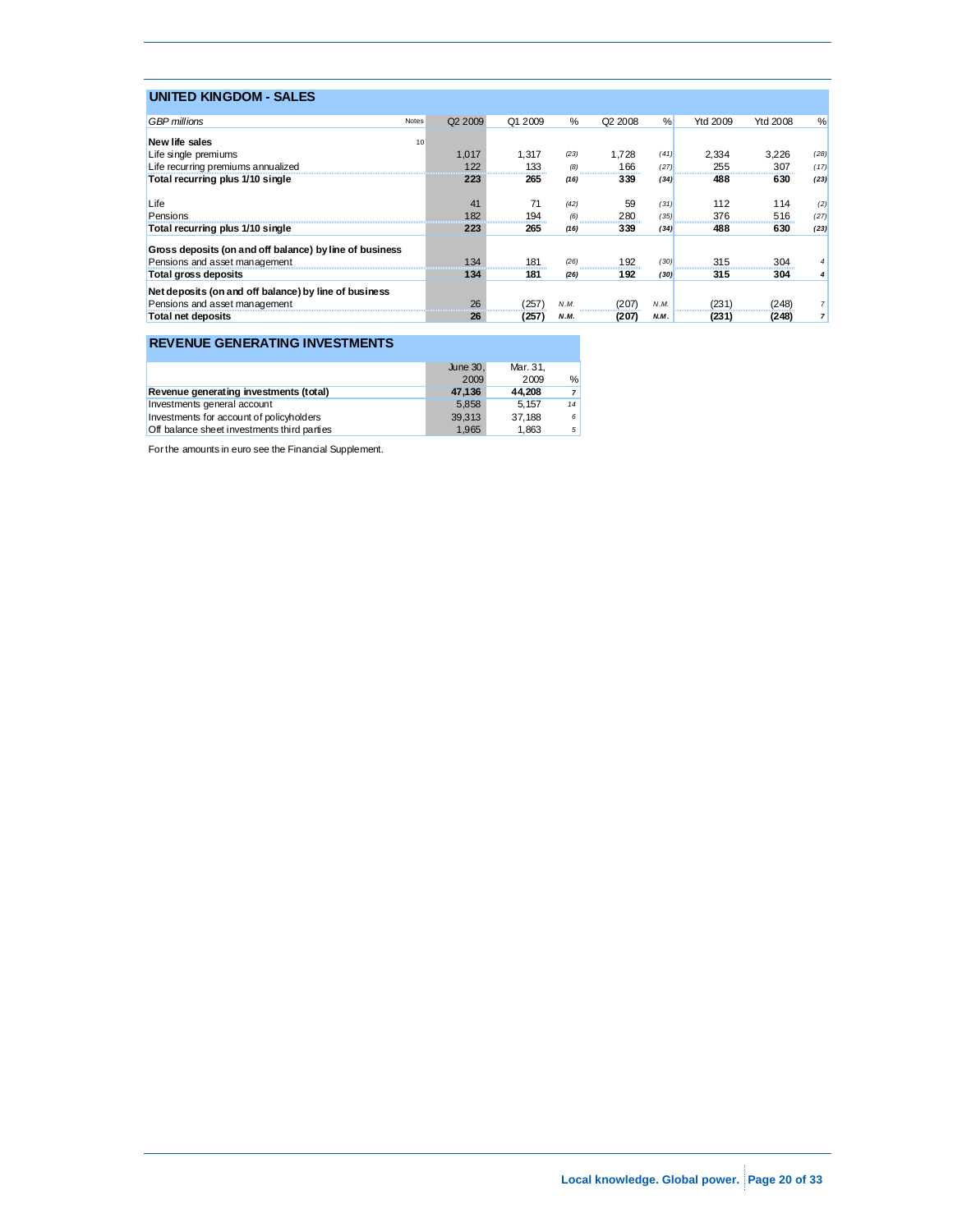## UNITED KINGDOM - SALES

| *GBP millions* | Notes | Q2 2009 | Q1 2009 | % | Q2 2008 | % | Ytd 2009 | Ytd 2008 | % |
|---|---|---|---|---|---|---|---|---|---|
| **New life sales** | 10 | | | | | | | | |
| Life single premiums | | 1,017 | 1,317 | (23) | 1,728 | (41) | 2,334 | 3,226 | (28) |
| Life recurring premiums annualized | | 122 | 133 | (8) | 166 | (27) | 255 | 307 | (17) |
| **Total recurring plus 1/10 single** | | **223** | **265** | **(16)** | **339** | **(34)** | **488** | **630** | **(23)** |
| | | | | | | | | | |
| Life | | 41 | 71 | (42) | 59 | (31) | 112 | 114 | (2) |
| Pensions | | 182 | 194 | (6) | 280 | (35) | 376 | 516 | (27) |
| **Total recurring plus 1/10 single** | | **223** | **265** | **(16)** | **339** | **(34)** | **488** | **630** | **(23)** |
| | | | | | | | | | |
| **Gross deposits (on and off balance) by line of business** | | | | | | | | | |
| Pensions and asset management | | 134 | 181 | (26) | 192 | (30) | 315 | 304 | 4 |
| **Total gross deposits** | | **134** | **181** | **(26)** | **192** | **(30)** | **315** | **304** | **4** |
| | | | | | | | | | |
| **Net deposits (on and off balance) by line of business** | | | | | | | | | |
| Pensions and asset management | | 26 | (257) | N.M. | (207) | N.M. | (231) | (248) | 7 |
| **Total net deposits** | | **26** | **(257)** | **N.M.** | **(207)** | **N.M.** | **(231)** | **(248)** | **7** |

## REVENUE GENERATING INVESTMENTS

| | June 30, 2009 | Mar. 31, 2009 | % |
|---|---|---|---|
| **Revenue generating investments (total)** | **47,136** | **44,208** | **7** |
| Investments general account | 5,858 | 5,157 | 14 |
| Investments for account of policyholders | 39,313 | 37,188 | 6 |
| Off balance sheet investments third parties | 1,965 | 1,863 | 5 |

For the amounts in euro see the Financial Supplement.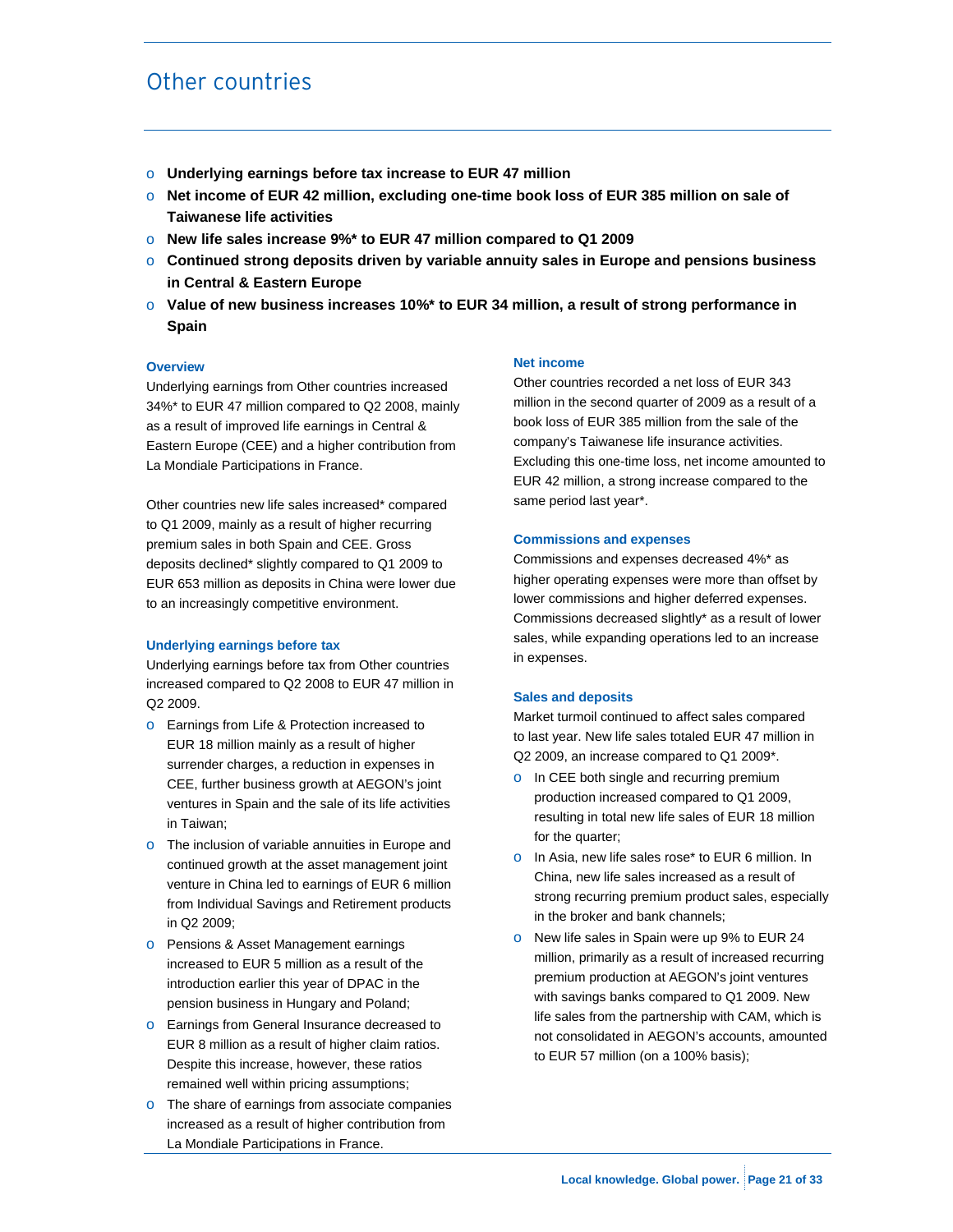# Other countries

- **Underlying earnings before tax increase to EUR 47 million**
- **Net income of EUR 42 million, excluding one-time book loss of EUR 385 million on sale of Taiwanese life activities**
- **New life sales increase 9%* to EUR 47 million compared to Q1 2009**
- **Continued strong deposits driven by variable annuity sales in Europe and pensions business in Central & Eastern Europe**
- **Value of new business increases 10%* to EUR 34 million, a result of strong performance in Spain**

### Overview

Underlying earnings from Other countries increased 34%* to EUR 47 million compared to Q2 2008, mainly as a result of improved life earnings in Central & Eastern Europe (CEE) and a higher contribution from La Mondiale Participations in France.

Other countries new life sales increased* compared to Q1 2009, mainly as a result of higher recurring premium sales in both Spain and CEE. Gross deposits declined* slightly compared to Q1 2009 to EUR 653 million as deposits in China were lower due to an increasingly competitive environment.

### Underlying earnings before tax

Underlying earnings before tax from Other countries increased compared to Q2 2008 to EUR 47 million in Q2 2009.

- Earnings from Life & Protection increased to EUR 18 million mainly as a result of higher surrender charges, a reduction in expenses in CEE, further business growth at AEGON's joint ventures in Spain and the sale of its life activities in Taiwan;
- The inclusion of variable annuities in Europe and continued growth at the asset management joint venture in China led to earnings of EUR 6 million from Individual Savings and Retirement products in Q2 2009;
- Pensions & Asset Management earnings increased to EUR 5 million as a result of the introduction earlier this year of DPAC in the pension business in Hungary and Poland;
- Earnings from General Insurance decreased to EUR 8 million as a result of higher claim ratios. Despite this increase, however, these ratios remained well within pricing assumptions;
- The share of earnings from associate companies increased as a result of higher contribution from La Mondiale Participations in France.

### Net income

Other countries recorded a net loss of EUR 343 million in the second quarter of 2009 as a result of a book loss of EUR 385 million from the sale of the company's Taiwanese life insurance activities. Excluding this one-time loss, net income amounted to EUR 42 million, a strong increase compared to the same period last year*.

### Commissions and expenses

Commissions and expenses decreased 4%* as higher operating expenses were more than offset by lower commissions and higher deferred expenses. Commissions decreased slightly* as a result of lower sales, while expanding operations led to an increase in expenses.

### Sales and deposits

Market turmoil continued to affect sales compared to last year. New life sales totaled EUR 47 million in Q2 2009, an increase compared to Q1 2009*.

- In CEE both single and recurring premium production increased compared to Q1 2009, resulting in total new life sales of EUR 18 million for the quarter;
- In Asia, new life sales rose* to EUR 6 million. In China, new life sales increased as a result of strong recurring premium product sales, especially in the broker and bank channels;
- New life sales in Spain were up 9% to EUR 24 million, primarily as a result of increased recurring premium production at AEGON's joint ventures with savings banks compared to Q1 2009. New life sales from the partnership with CAM, which is not consolidated in AEGON's accounts, amounted to EUR 57 million (on a 100% basis);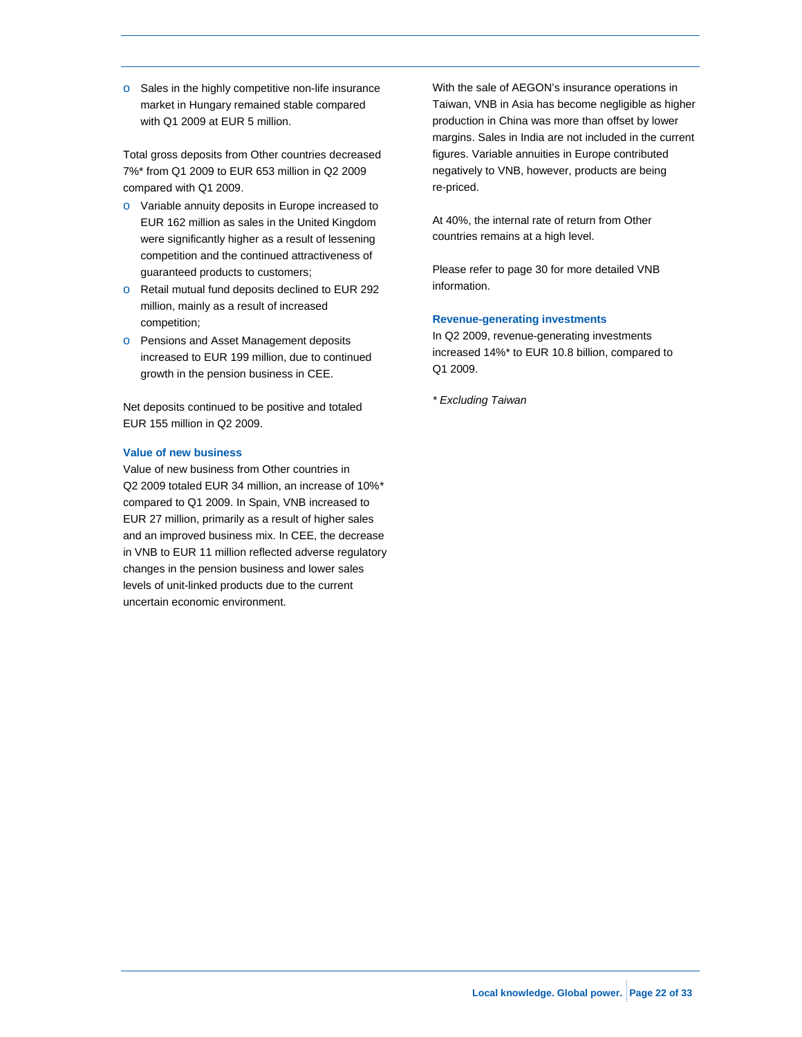- Sales in the highly competitive non-life insurance market in Hungary remained stable compared with Q1 2009 at EUR 5 million.

Total gross deposits from Other countries decreased 7%* from Q1 2009 to EUR 653 million in Q2 2009 compared with Q1 2009.

- Variable annuity deposits in Europe increased to EUR 162 million as sales in the United Kingdom were significantly higher as a result of lessening competition and the continued attractiveness of guaranteed products to customers;
- Retail mutual fund deposits declined to EUR 292 million, mainly as a result of increased competition;
- Pensions and Asset Management deposits increased to EUR 199 million, due to continued growth in the pension business in CEE.

Net deposits continued to be positive and totaled EUR 155 million in Q2 2009.

#### Value of new business

Value of new business from Other countries in Q2 2009 totaled EUR 34 million, an increase of 10%* compared to Q1 2009. In Spain, VNB increased to EUR 27 million, primarily as a result of higher sales and an improved business mix. In CEE, the decrease in VNB to EUR 11 million reflected adverse regulatory changes in the pension business and lower sales levels of unit-linked products due to the current uncertain economic environment.

With the sale of AEGON's insurance operations in Taiwan, VNB in Asia has become negligible as higher production in China was more than offset by lower margins. Sales in India are not included in the current figures. Variable annuities in Europe contributed negatively to VNB, however, products are being re-priced.

At 40%, the internal rate of return from Other countries remains at a high level.

Please refer to page 30 for more detailed VNB information.

#### Revenue-generating investments

In Q2 2009, revenue-generating investments increased 14%* to EUR 10.8 billion, compared to Q1 2009.

*\* Excluding Taiwan*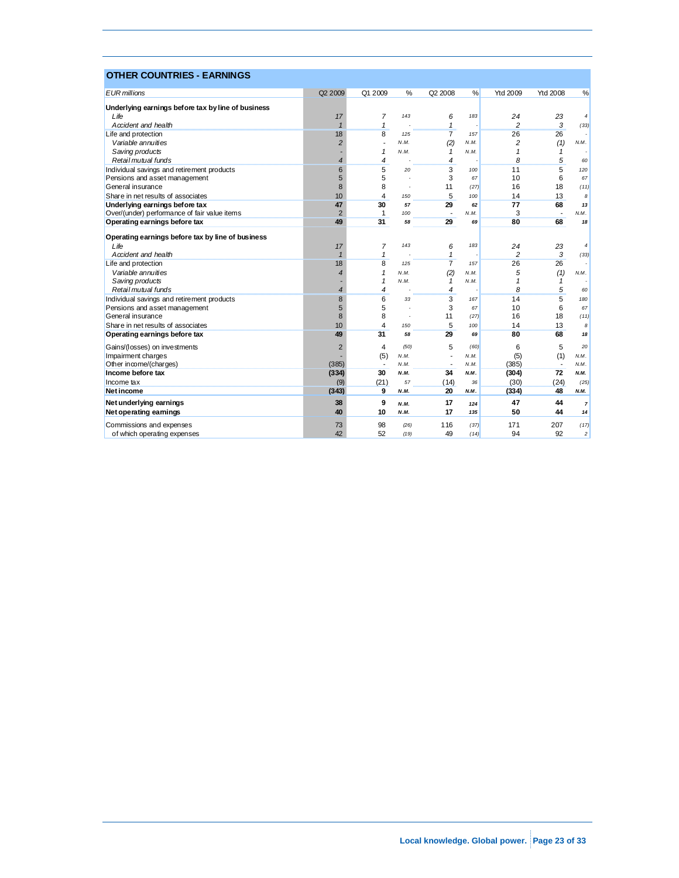## OTHER COUNTRIES - EARNINGS

| *EUR millions* | Q2 2009 | Q1 2009 | % | Q2 2008 | % | Ytd 2009 | Ytd 2008 | % |
|---|---|---|---|---|---|---|---|---|
| **Underlying earnings before tax by line of business** | | | | | | | | |
| *Life* | *17* | *7* | *143* | *6* | *183* | *24* | *23* | *4* |
| *Accident and health* | *1* | *1* | *-* | *1* | *-* | *2* | *3* | *(33)* |
| Life and protection | 18 | 8 | *125* | 7 | *157* | 26 | 26 | *-* |
| *Variable annuities* | *2* | *-* | *N.M.* | *(2)* | *N.M.* | *2* | *(1)* | *N.M.* |
| *Saving products* | *-* | *1* | *N.M.* | *1* | *N.M.* | *1* | *1* | *-* |
| *Retail mutual funds* | *4* | *4* | *-* | *4* | *-* | *8* | *5* | *60* |
| Individual savings and retirement products | 6 | 5 | *20* | 3 | *100* | 11 | 5 | *120* |
| Pensions and asset management | 5 | 5 | *-* | 3 | *67* | 10 | 6 | *67* |
| General insurance | 8 | 8 | *-* | 11 | *(27)* | 16 | 18 | *(11)* |
| Share in net results of associates | 10 | 4 | *150* | 5 | *100* | 14 | 13 | *8* |
| **Underlying earnings before tax** | **47** | **30** | ***57*** | **29** | ***62*** | **77** | **68** | ***13*** |
| Over/(under) performance of fair value items | 2 | 1 | *100* | - | *N.M.* | 3 | - | *N.M.* |
| **Operating earnings before tax** | **49** | **31** | ***58*** | **29** | ***69*** | **80** | **68** | ***18*** |
| **Operating earnings before tax by line of business** | | | | | | | | |
| *Life* | *17* | *7* | *143* | *6* | *183* | *24* | *23* | *4* |
| *Accident and health* | *1* | *1* | *-* | *1* | *-* | *2* | *3* | *(33)* |
| Life and protection | 18 | 8 | *125* | 7 | *157* | 26 | 26 | *-* |
| *Variable annuities* | *4* | *1* | *N.M.* | *(2)* | *N.M.* | *5* | *(1)* | *N.M.* |
| *Saving products* | *-* | *1* | *N.M.* | *1* | *N.M.* | *1* | *1* | *-* |
| *Retail mutual funds* | *4* | *4* | *-* | *4* | *-* | *8* | *5* | *60* |
| Individual savings and retirement products | 8 | 6 | *33* | 3 | *167* | 14 | 5 | *180* |
| Pensions and asset management | 5 | 5 | *-* | 3 | *67* | 10 | 6 | *67* |
| General insurance | 8 | 8 | *-* | 11 | *(27)* | 16 | 18 | *(11)* |
| Share in net results of associates | 10 | 4 | *150* | 5 | *100* | 14 | 13 | *8* |
| **Operating earnings before tax** | **49** | **31** | ***58*** | **29** | ***69*** | **80** | **68** | ***18*** |
| Gains/(losses) on investments | 2 | 4 | *(50)* | 5 | *(60)* | 6 | 5 | *20* |
| Impairment charges | - | (5) | *N.M.* | - | *N.M.* | (5) | (1) | *N.M.* |
| Other income/(charges) | (385) | - | *N.M.* | - | *N.M.* | (385) | - | *N.M.* |
| **Income before tax** | **(334)** | **30** | ***N.M.*** | **34** | ***N.M.*** | **(304)** | **72** | ***N.M.*** |
| Income tax | (9) | (21) | *57* | (14) | *36* | (30) | (24) | *(25)* |
| **Net income** | **(343)** | **9** | ***N.M.*** | **20** | ***N.M.*** | **(334)** | **48** | ***N.M.*** |
| **Net underlying earnings** | **38** | **9** | ***N.M.*** | **17** | ***124*** | **47** | **44** | ***7*** |
| **Net operating earnings** | **40** | **10** | ***N.M.*** | **17** | ***135*** | **50** | **44** | ***14*** |
| Commissions and expenses | 73 | 98 | *(26)* | 116 | *(37)* | 171 | 207 | *(17)* |
| of which operating expenses | 42 | 52 | *(19)* | 49 | *(14)* | 94 | 92 | *2* |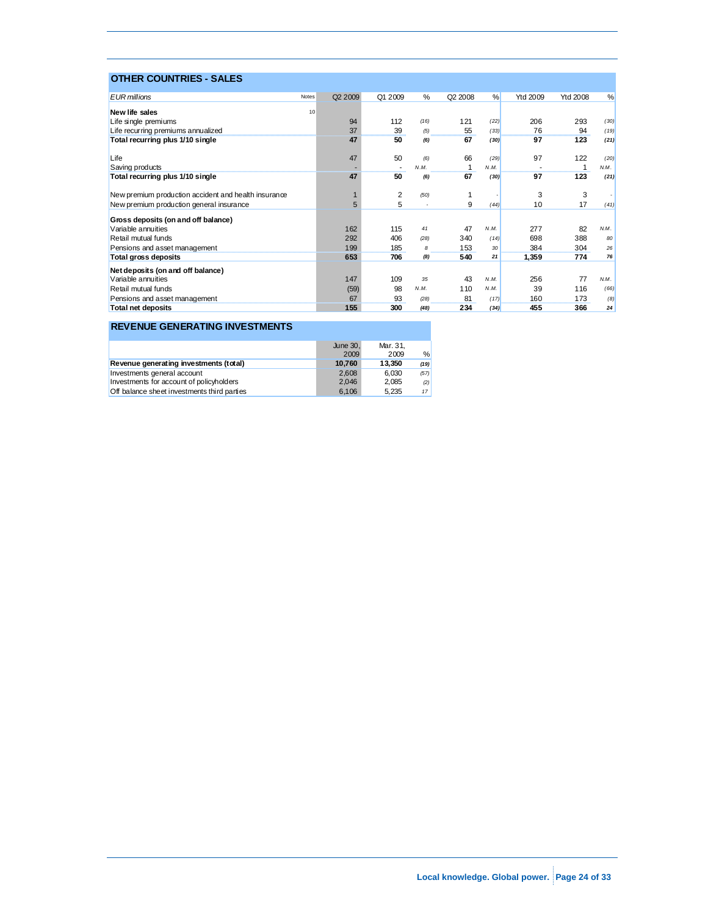## OTHER COUNTRIES - SALES

| *EUR millions* | Notes | Q2 2009 | Q1 2009 | % | Q2 2008 | % | Ytd 2009 | Ytd 2008 | % |
|---|---|---|---|---|---|---|---|---|---|
| **New life sales** | 10 | | | | | | | | |
| Life single premiums | | 94 | 112 | (16) | 121 | (22) | 206 | 293 | (30) |
| Life recurring premiums annualized | | 37 | 39 | (5) | 55 | (33) | 76 | 94 | (19) |
| **Total recurring plus 1/10 single** | | **47** | **50** | **(6)** | **67** | **(30)** | **97** | **123** | **(21)** |
| | | | | | | | | | |
| Life | | 47 | 50 | (6) | 66 | (29) | 97 | 122 | (20) |
| Saving products | | - | - | N.M. | 1 | N.M. | - | 1 | N.M. |
| **Total recurring plus 1/10 single** | | **47** | **50** | **(6)** | **67** | **(30)** | **97** | **123** | **(21)** |
| | | | | | | | | | |
| New premium production accident and health insurance | | 1 | 2 | (50) | 1 | - | 3 | 3 | - |
| New premium production general insurance | | 5 | 5 | - | 9 | (44) | 10 | 17 | (41) |
| **Gross deposits (on and off balance)** | | | | | | | | | |
| Variable annuities | | 162 | 115 | 41 | 47 | N.M. | 277 | 82 | N.M. |
| Retail mutual funds | | 292 | 406 | (28) | 340 | (14) | 698 | 388 | 80 |
| Pensions and asset management | | 199 | 185 | 8 | 153 | 30 | 384 | 304 | 26 |
| **Total gross deposits** | | **653** | **706** | **(8)** | **540** | **21** | **1,359** | **774** | **76** |
| **Net deposits (on and off balance)** | | | | | | | | | |
| Variable annuities | | 147 | 109 | 35 | 43 | N.M. | 256 | 77 | N.M. |
| Retail mutual funds | | (59) | 98 | N.M. | 110 | N.M. | 39 | 116 | (66) |
| Pensions and asset management | | 67 | 93 | (28) | 81 | (17) | 160 | 173 | (8) |
| **Total net deposits** | | **155** | **300** | **(48)** | **234** | **(34)** | **455** | **366** | **24** |

## REVENUE GENERATING INVESTMENTS

| | June 30, 2009 | Mar. 31, 2009 | % |
|---|---|---|---|
| **Revenue generating investments (total)** | **10,760** | **13,350** | **(19)** |
| Investments general account | 2,608 | 6,030 | (57) |
| Investments for account of policyholders | 2,046 | 2,085 | (2) |
| Off balance sheet investments third parties | 6,106 | 5,235 | 17 |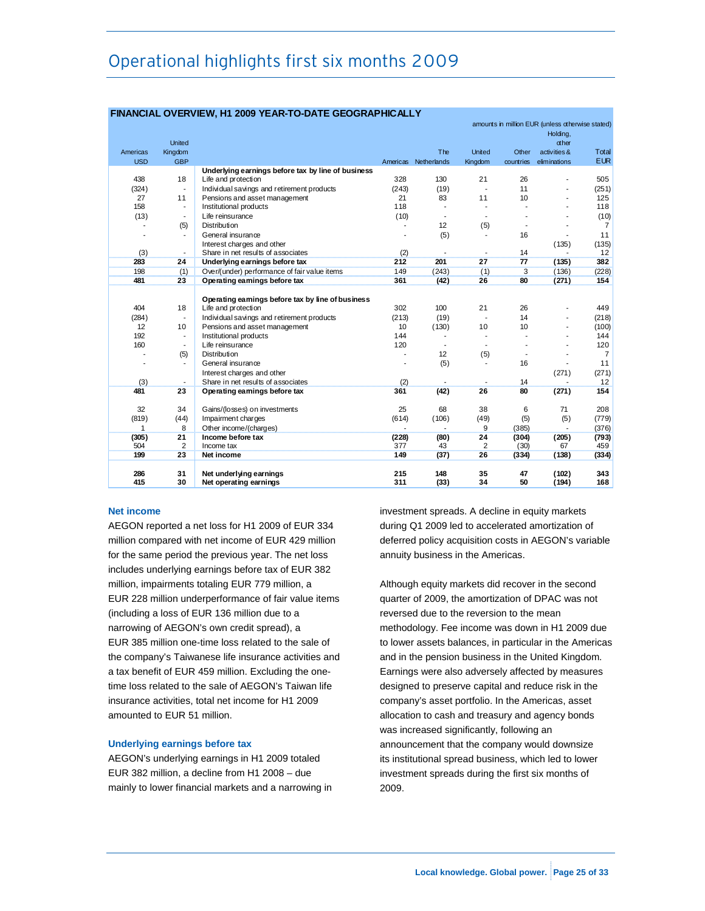# Operational highlights first six months 2009

**FINANCIAL OVERVIEW, H1 2009 YEAR-TO-DATE GEOGRAPHICALLY**

amounts in million EUR (unless otherwise stated)

| Americas USD | United Kingdom GBP | | Americas | The Netherlands | United Kingdom | Other countries | Holding, other activities & eliminations | Total EUR |
|---|---|---|---|---|---|---|---|---|
| | | **Underlying earnings before tax by line of business** | | | | | | |
| 438 | 18 | Life and protection | 328 | 130 | 21 | 26 | - | 505 |
| (324) | - | Individual savings and retirement products | (243) | (19) | - | 11 | - | (251) |
| 27 | 11 | Pensions and asset management | 21 | 83 | 11 | 10 | - | 125 |
| 158 | - | Institutional products | 118 | - | - | - | - | 118 |
| (13) | - | Life reinsurance | (10) | - | - | - | - | (10) |
| - | (5) | Distribution | - | 12 | (5) | - | - | 7 |
| - | - | General insurance | - | (5) | - | 16 | - | 11 |
| | | Interest charges and other | | | | | (135) | (135) |
| (3) | - | Share in net results of associates | (2) | - | - | 14 | - | 12 |
| **283** | **24** | **Underlying earnings before tax** | **212** | **201** | **27** | **77** | **(135)** | **382** |
| 198 | (1) | Over/(under) performance of fair value items | 149 | (243) | (1) | 3 | (136) | (228) |
| **481** | **23** | **Operating earnings before tax** | **361** | **(42)** | **26** | **80** | **(271)** | **154** |
| | | | | | | | | |
| | | **Operating earnings before tax by line of business** | | | | | | |
| 404 | 18 | Life and protection | 302 | 100 | 21 | 26 | - | 449 |
| (284) | - | Individual savings and retirement products | (213) | (19) | - | 14 | - | (218) |
| 12 | 10 | Pensions and asset management | 10 | (130) | 10 | 10 | - | (100) |
| 192 | - | Institutional products | 144 | - | - | - | - | 144 |
| 160 | - | Life reinsurance | 120 | - | - | - | - | 120 |
| - | (5) | Distribution | - | 12 | (5) | - | - | 7 |
| - | - | General insurance | - | (5) | - | 16 | - | 11 |
| | | Interest charges and other | | | | | (271) | (271) |
| (3) | - | Share in net results of associates | (2) | - | - | 14 | - | 12 |
| **481** | **23** | **Operating earnings before tax** | **361** | **(42)** | **26** | **80** | **(271)** | **154** |
| | | | | | | | | |
| 32 | 34 | Gains/(losses) on investments | 25 | 68 | 38 | 6 | 71 | 208 |
| (819) | (44) | Impairment charges | (614) | (106) | (49) | (5) | (5) | (779) |
| 1 | 8 | Other income/(charges) | - | - | 9 | (385) | - | (376) |
| **(305)** | **21** | **Income before tax** | **(228)** | **(80)** | **24** | **(304)** | **(205)** | **(793)** |
| 504 | 2 | Income tax | 377 | 43 | 2 | (30) | 67 | 459 |
| **199** | **23** | **Net income** | **149** | **(37)** | **26** | **(334)** | **(138)** | **(334)** |
| | | | | | | | | |
| **286** | **31** | **Net underlying earnings** | **215** | **148** | **35** | **47** | **(102)** | **343** |
| **415** | **30** | **Net operating earnings** | **311** | **(33)** | **34** | **50** | **(194)** | **168** |

### Net income

AEGON reported a net loss for H1 2009 of EUR 334 million compared with net income of EUR 429 million for the same period the previous year. The net loss includes underlying earnings before tax of EUR 382 million, impairments totaling EUR 779 million, a EUR 228 million underperformance of fair value items (including a loss of EUR 136 million due to a narrowing of AEGON's own credit spread), a EUR 385 million one-time loss related to the sale of the company's Taiwanese life insurance activities and a tax benefit of EUR 459 million. Excluding the one-time loss related to the sale of AEGON's Taiwan life insurance activities, total net income for H1 2009 amounted to EUR 51 million.

### Underlying earnings before tax

AEGON's underlying earnings in H1 2009 totaled EUR 382 million, a decline from H1 2008 – due mainly to lower financial markets and a narrowing in investment spreads. A decline in equity markets during Q1 2009 led to accelerated amortization of deferred policy acquisition costs in AEGON's variable annuity business in the Americas.

Although equity markets did recover in the second quarter of 2009, the amortization of DPAC was not reversed due to the reversion to the mean methodology. Fee income was down in H1 2009 due to lower assets balances, in particular in the Americas and in the pension business in the United Kingdom. Earnings were also adversely affected by measures designed to preserve capital and reduce risk in the company's asset portfolio. In the Americas, asset allocation to cash and treasury and agency bonds was increased significantly, following an announcement that the company would downsize its institutional spread business, which led to lower investment spreads during the first six months of 2009.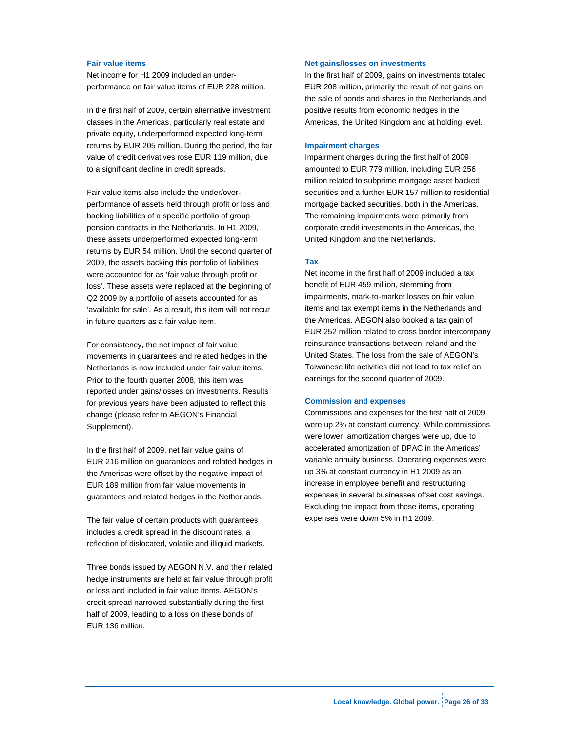### Fair value items

Net income for H1 2009 included an under-performance on fair value items of EUR 228 million.

In the first half of 2009, certain alternative investment classes in the Americas, particularly real estate and private equity, underperformed expected long-term returns by EUR 205 million. During the period, the fair value of credit derivatives rose EUR 119 million, due to a significant decline in credit spreads.

Fair value items also include the under/over-performance of assets held through profit or loss and backing liabilities of a specific portfolio of group pension contracts in the Netherlands. In H1 2009, these assets underperformed expected long-term returns by EUR 54 million. Until the second quarter of 2009, the assets backing this portfolio of liabilities were accounted for as 'fair value through profit or loss'. These assets were replaced at the beginning of Q2 2009 by a portfolio of assets accounted for as 'available for sale'. As a result, this item will not recur in future quarters as a fair value item.

For consistency, the net impact of fair value movements in guarantees and related hedges in the Netherlands is now included under fair value items. Prior to the fourth quarter 2008, this item was reported under gains/losses on investments. Results for previous years have been adjusted to reflect this change (please refer to AEGON's Financial Supplement).

In the first half of 2009, net fair value gains of EUR 216 million on guarantees and related hedges in the Americas were offset by the negative impact of EUR 189 million from fair value movements in guarantees and related hedges in the Netherlands.

The fair value of certain products with guarantees includes a credit spread in the discount rates, a reflection of dislocated, volatile and illiquid markets.

Three bonds issued by AEGON N.V. and their related hedge instruments are held at fair value through profit or loss and included in fair value items. AEGON's credit spread narrowed substantially during the first half of 2009, leading to a loss on these bonds of EUR 136 million.

### Net gains/losses on investments

In the first half of 2009, gains on investments totaled EUR 208 million, primarily the result of net gains on the sale of bonds and shares in the Netherlands and positive results from economic hedges in the Americas, the United Kingdom and at holding level.

### Impairment charges

Impairment charges during the first half of 2009 amounted to EUR 779 million, including EUR 256 million related to subprime mortgage asset backed securities and a further EUR 157 million to residential mortgage backed securities, both in the Americas. The remaining impairments were primarily from corporate credit investments in the Americas, the United Kingdom and the Netherlands.

### Tax

Net income in the first half of 2009 included a tax benefit of EUR 459 million, stemming from impairments, mark-to-market losses on fair value items and tax exempt items in the Netherlands and the Americas. AEGON also booked a tax gain of EUR 252 million related to cross border intercompany reinsurance transactions between Ireland and the United States. The loss from the sale of AEGON's Taiwanese life activities did not lead to tax relief on earnings for the second quarter of 2009.

### Commission and expenses

Commissions and expenses for the first half of 2009 were up 2% at constant currency. While commissions were lower, amortization charges were up, due to accelerated amortization of DPAC in the Americas' variable annuity business. Operating expenses were up 3% at constant currency in H1 2009 as an increase in employee benefit and restructuring expenses in several businesses offset cost savings. Excluding the impact from these items, operating expenses were down 5% in H1 2009.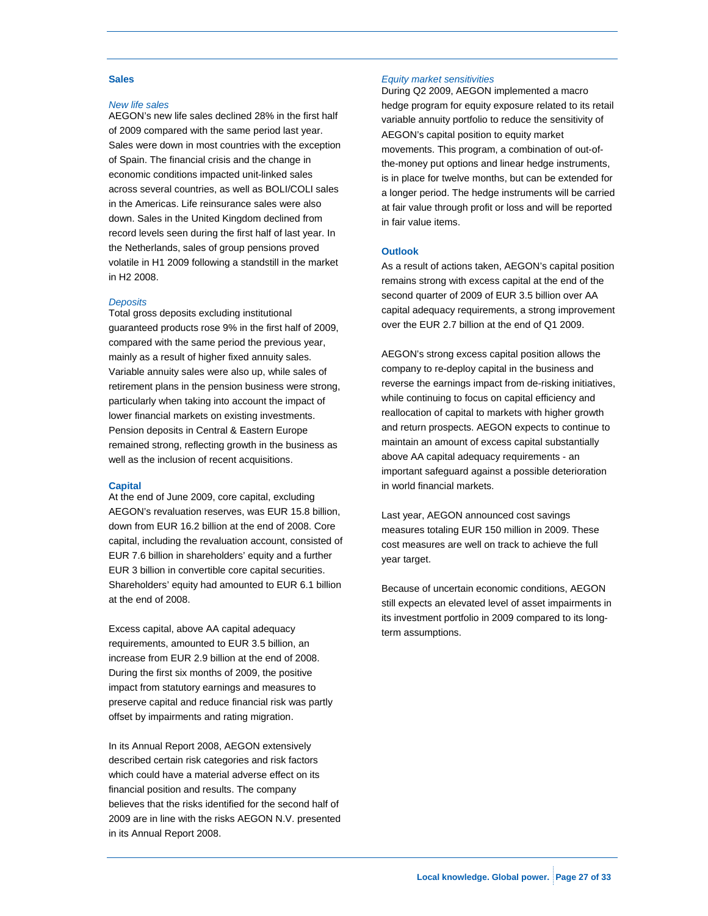## Sales

*New life sales*

AEGON's new life sales declined 28% in the first half of 2009 compared with the same period last year. Sales were down in most countries with the exception of Spain. The financial crisis and the change in economic conditions impacted unit-linked sales across several countries, as well as BOLI/COLI sales in the Americas. Life reinsurance sales were also down. Sales in the United Kingdom declined from record levels seen during the first half of last year. In the Netherlands, sales of group pensions proved volatile in H1 2009 following a standstill in the market in H2 2008.

*Deposits*

Total gross deposits excluding institutional guaranteed products rose 9% in the first half of 2009, compared with the same period the previous year, mainly as a result of higher fixed annuity sales. Variable annuity sales were also up, while sales of retirement plans in the pension business were strong, particularly when taking into account the impact of lower financial markets on existing investments. Pension deposits in Central & Eastern Europe remained strong, reflecting growth in the business as well as the inclusion of recent acquisitions.

## Capital

At the end of June 2009, core capital, excluding AEGON's revaluation reserves, was EUR 15.8 billion, down from EUR 16.2 billion at the end of 2008. Core capital, including the revaluation account, consisted of EUR 7.6 billion in shareholders' equity and a further EUR 3 billion in convertible core capital securities. Shareholders' equity had amounted to EUR 6.1 billion at the end of 2008.

Excess capital, above AA capital adequacy requirements, amounted to EUR 3.5 billion, an increase from EUR 2.9 billion at the end of 2008. During the first six months of 2009, the positive impact from statutory earnings and measures to preserve capital and reduce financial risk was partly offset by impairments and rating migration.

In its Annual Report 2008, AEGON extensively described certain risk categories and risk factors which could have a material adverse effect on its financial position and results. The company believes that the risks identified for the second half of 2009 are in line with the risks AEGON N.V. presented in its Annual Report 2008.

*Equity market sensitivities*

During Q2 2009, AEGON implemented a macro hedge program for equity exposure related to its retail variable annuity portfolio to reduce the sensitivity of AEGON's capital position to equity market movements. This program, a combination of out-of-the-money put options and linear hedge instruments, is in place for twelve months, but can be extended for a longer period. The hedge instruments will be carried at fair value through profit or loss and will be reported in fair value items.

## Outlook

As a result of actions taken, AEGON's capital position remains strong with excess capital at the end of the second quarter of 2009 of EUR 3.5 billion over AA capital adequacy requirements, a strong improvement over the EUR 2.7 billion at the end of Q1 2009.

AEGON's strong excess capital position allows the company to re-deploy capital in the business and reverse the earnings impact from de-risking initiatives, while continuing to focus on capital efficiency and reallocation of capital to markets with higher growth and return prospects. AEGON expects to continue to maintain an amount of excess capital substantially above AA capital adequacy requirements - an important safeguard against a possible deterioration in world financial markets.

Last year, AEGON announced cost savings measures totaling EUR 150 million in 2009. These cost measures are well on track to achieve the full year target.

Because of uncertain economic conditions, AEGON still expects an elevated level of asset impairments in its investment portfolio in 2009 compared to its long-term assumptions.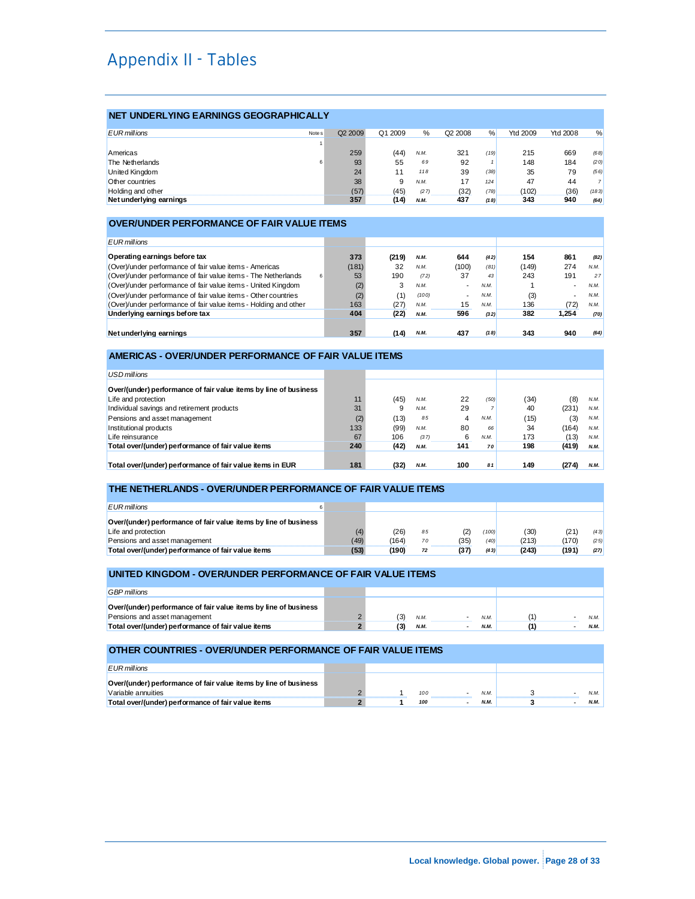# Appendix II - Tables

## NET UNDERLYING EARNINGS GEOGRAPHICALLY

| EUR millions | Notes | Q2 2009 | Q1 2009 | % | Q2 2008 | % | Ytd 2009 | Ytd 2008 | % |
|---|---|---|---|---|---|---|---|---|---|
| | 1 | | | | | | | | |
| Americas | | 259 | (44) | N.M. | 321 | (19) | 215 | 669 | (68) |
| The Netherlands | 6 | 93 | 55 | 69 | 92 | 1 | 148 | 184 | (20) |
| United Kingdom | | 24 | 11 | 118 | 39 | (38) | 35 | 79 | (56) |
| Other countries | | 38 | 9 | N.M. | 17 | 124 | 47 | 44 | 7 |
| Holding and other | | (57) | (45) | (27) | (32) | (78) | (102) | (36) | (183) |
| **Net underlying earnings** | | **357** | **(14)** | **N.M.** | **437** | **(18)** | **343** | **940** | **(64)** |

## OVER/UNDER PERFORMANCE OF FAIR VALUE ITEMS

| EUR millions | Notes | Q2 2009 | Q1 2009 | % | Q2 2008 | % | Ytd 2009 | Ytd 2008 | % |
|---|---|---|---|---|---|---|---|---|---|
| **Operating earnings before tax** | | **373** | **(219)** | **N.M.** | **644** | **(42)** | **154** | **861** | **(82)** |
| (Over)/under performance of fair value items - Americas | | (181) | 32 | N.M. | (100) | (81) | (149) | 274 | N.M. |
| (Over)/under performance of fair value items - The Netherlands | 6 | 53 | 190 | (72) | 37 | 43 | 243 | 191 | 27 |
| (Over)/under performance of fair value items - United Kingdom | | (2) | 3 | N.M. | - | N.M. | 1 | - | N.M. |
| (Over)/under performance of fair value items - Other countries | | (2) | (1) | (100) | - | N.M. | (3) | - | N.M. |
| (Over)/under performance of fair value items - Holding and other | | 163 | (27) | N.M. | 15 | N.M. | 136 | (72) | N.M. |
| **Underlying earnings before tax** | | **404** | **(22)** | **N.M.** | **596** | **(32)** | **382** | **1,254** | **(70)** |
| | | | | | | | | | |
| **Net underlying earnings** | | **357** | **(14)** | **N.M.** | **437** | **(18)** | **343** | **940** | **(64)** |

## AMERICAS - OVER/UNDER PERFORMANCE OF FAIR VALUE ITEMS

| USD millions | Q2 2009 | Q1 2009 | % | Q2 2008 | % | Ytd 2009 | Ytd 2008 | % |
|---|---|---|---|---|---|---|---|---|
| **Over/(under) performance of fair value items by line of business** | | | | | | | | |
| Life and protection | 11 | (45) | N.M. | 22 | (50) | (34) | (8) | N.M. |
| Individual savings and retirement products | 31 | 9 | N.M. | 29 | 7 | 40 | (231) | N.M. |
| Pensions and asset management | (2) | (13) | 85 | 4 | N.M. | (15) | (3) | N.M. |
| Institutional products | 133 | (99) | N.M. | 80 | 66 | 34 | (164) | N.M. |
| Life reinsurance | 67 | 106 | (37) | 6 | N.M. | 173 | (13) | N.M. |
| **Total over/(under) performance of fair value items** | **240** | **(42)** | **N.M.** | **141** | **70** | **198** | **(419)** | **N.M.** |
| | | | | | | | | |
| **Total over/(under) performance of fair value items in EUR** | **181** | **(32)** | **N.M.** | **100** | **81** | **149** | **(274)** | **N.M.** |

## THE NETHERLANDS - OVER/UNDER PERFORMANCE OF FAIR VALUE ITEMS

| EUR millions (note 6) | Q2 2009 | Q1 2009 | % | Q2 2008 | % | Ytd 2009 | Ytd 2008 | % |
|---|---|---|---|---|---|---|---|---|
| **Over/(under) performance of fair value items by line of business** | | | | | | | | |
| Life and protection | (4) | (26) | 85 | (2) | (100) | (30) | (21) | (43) |
| Pensions and asset management | (49) | (164) | 70 | (35) | (40) | (213) | (170) | (25) |
| **Total over/(under) performance of fair value items** | **(53)** | **(190)** | **72** | **(37)** | **(43)** | **(243)** | **(191)** | **(27)** |

## UNITED KINGDOM - OVER/UNDER PERFORMANCE OF FAIR VALUE ITEMS

| GBP millions | Q2 2009 | Q1 2009 | % | Q2 2008 | % | Ytd 2009 | Ytd 2008 | % |
|---|---|---|---|---|---|---|---|---|
| **Over/(under) performance of fair value items by line of business** | | | | | | | | |
| Pensions and asset management | 2 | (3) | N.M. | - | N.M. | (1) | - | N.M. |
| **Total over/(under) performance of fair value items** | **2** | **(3)** | **N.M.** | **-** | **N.M.** | **(1)** | **-** | **N.M.** |

## OTHER COUNTRIES - OVER/UNDER PERFORMANCE OF FAIR VALUE ITEMS

| EUR millions | Q2 2009 | Q1 2009 | % | Q2 2008 | % | Ytd 2009 | Ytd 2008 | % |
|---|---|---|---|---|---|---|---|---|
| **Over/(under) performance of fair value items by line of business** | | | | | | | | |
| Variable annuities | 2 | 1 | 100 | - | N.M. | 3 | - | N.M. |
| **Total over/(under) performance of fair value items** | **2** | **1** | **100** | **-** | **N.M.** | **3** | **-** | **N.M.** |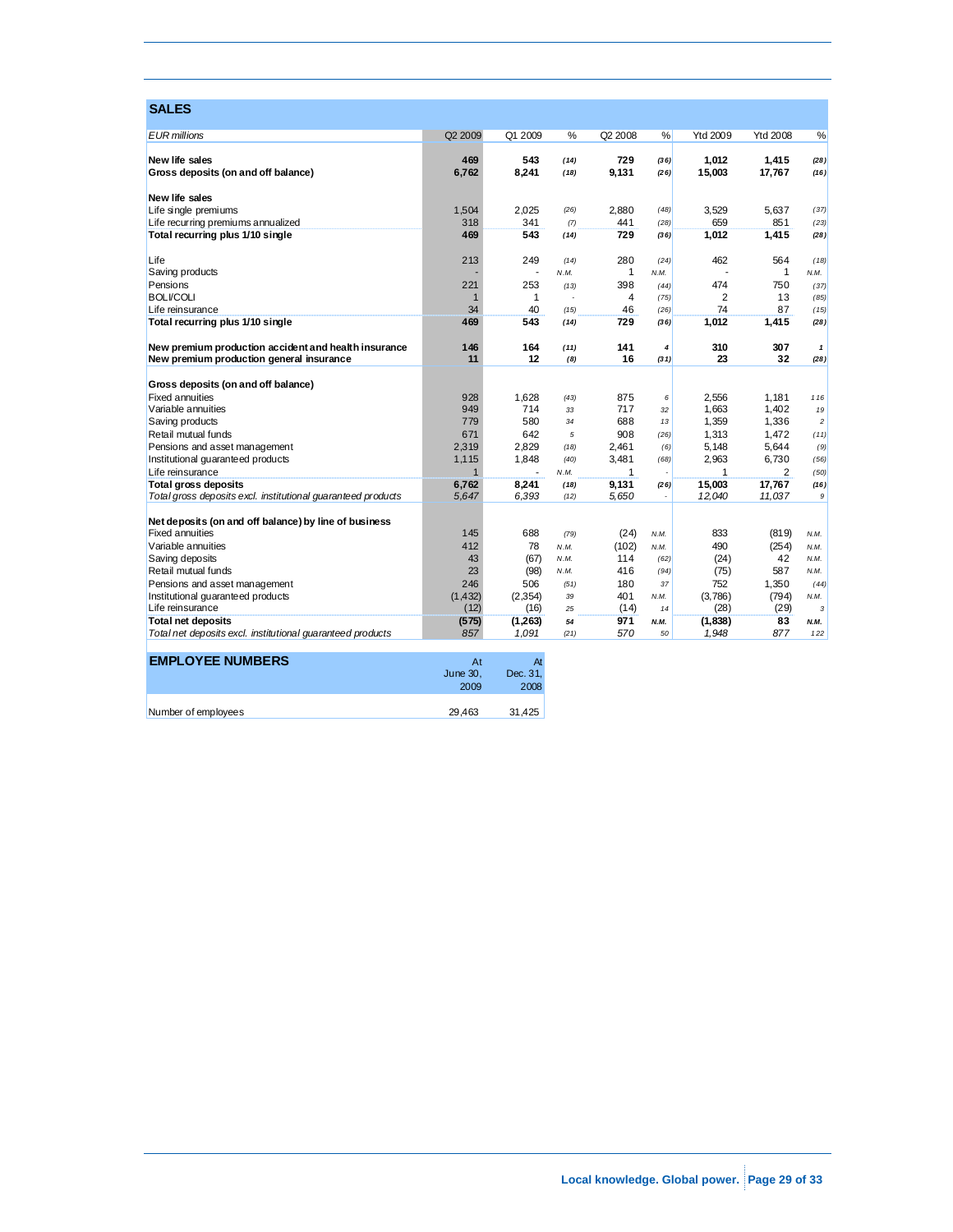## SALES

| EUR millions | Q2 2009 | Q1 2009 | % | Q2 2008 | % | Ytd 2009 | Ytd 2008 | % |
|---|---|---|---|---|---|---|---|---|
| **New life sales** | **469** | **543** | **(14)** | **729** | **(36)** | **1,012** | **1,415** | **(28)** |
| **Gross deposits (on and off balance)** | **6,762** | **8,241** | **(18)** | **9,131** | **(26)** | **15,003** | **17,767** | **(16)** |
| | | | | | | | | |
| **New life sales** | | | | | | | | |
| Life single premiums | 1,504 | 2,025 | (26) | 2,880 | (48) | 3,529 | 5,637 | (37) |
| Life recurring premiums annualized | 318 | 341 | (7) | 441 | (28) | 659 | 851 | (23) |
| **Total recurring plus 1/10 single** | **469** | **543** | **(14)** | **729** | **(36)** | **1,012** | **1,415** | **(28)** |
| | | | | | | | | |
| Life | 213 | 249 | (14) | 280 | (24) | 462 | 564 | (18) |
| Saving products | - | - | N.M. | 1 | N.M. | - | 1 | N.M. |
| Pensions | 221 | 253 | (13) | 398 | (44) | 474 | 750 | (37) |
| BOLI/COLI | 1 | 1 | - | 4 | (75) | 2 | 13 | (85) |
| Life reinsurance | 34 | 40 | (15) | 46 | (26) | 74 | 87 | (15) |
| **Total recurring plus 1/10 single** | **469** | **543** | **(14)** | **729** | **(36)** | **1,012** | **1,415** | **(28)** |
| | | | | | | | | |
| **New premium production accident and health insurance** | **146** | **164** | **(11)** | **141** | **4** | **310** | **307** | **1** |
| **New premium production general insurance** | **11** | **12** | **(8)** | **16** | **(31)** | **23** | **32** | **(28)** |
| | | | | | | | | |
| **Gross deposits (on and off balance)** | | | | | | | | |
| Fixed annuities | 928 | 1,628 | (43) | 875 | 6 | 2,556 | 1,181 | 116 |
| Variable annuities | 949 | 714 | 33 | 717 | 32 | 1,663 | 1,402 | 19 |
| Saving products | 779 | 580 | 34 | 688 | 13 | 1,359 | 1,336 | 2 |
| Retail mutual funds | 671 | 642 | 5 | 908 | (26) | 1,313 | 1,472 | (11) |
| Pensions and asset management | 2,319 | 2,829 | (18) | 2,461 | (6) | 5,148 | 5,644 | (9) |
| Institutional guaranteed products | 1,115 | 1,848 | (40) | 3,481 | (68) | 2,963 | 6,730 | (56) |
| Life reinsurance | 1 | - | N.M. | 1 | - | 1 | 2 | (50) |
| **Total gross deposits** | **6,762** | **8,241** | **(18)** | **9,131** | **(26)** | **15,003** | **17,767** | **(16)** |
| *Total gross deposits excl. institutional guaranteed products* | *5,647* | *6,393* | *(12)* | *5,650* | *-* | *12,040* | *11,037* | *9* |
| | | | | | | | | |
| **Net deposits (on and off balance) by line of business** | | | | | | | | |
| Fixed annuities | 145 | 688 | (79) | (24) | N.M. | 833 | (819) | N.M. |
| Variable annuities | 412 | 78 | N.M. | (102) | N.M. | 490 | (254) | N.M. |
| Saving deposits | 43 | (67) | N.M. | 114 | (62) | (24) | 42 | N.M. |
| Retail mutual funds | 23 | (98) | N.M. | 416 | (94) | (75) | 587 | N.M. |
| Pensions and asset management | 246 | 506 | (51) | 180 | 37 | 752 | 1,350 | (44) |
| Institutional guaranteed products | (1,432) | (2,354) | 39 | 401 | N.M. | (3,786) | (794) | N.M. |
| Life reinsurance | (12) | (16) | 25 | (14) | 14 | (28) | (29) | 3 |
| **Total net deposits** | **(575)** | **(1,263)** | **54** | **971** | **N.M.** | **(1,838)** | **83** | **N.M.** |
| *Total net deposits excl. institutional guaranteed products* | *857* | *1,091* | *(21)* | *570* | *50* | *1,948* | *877* | *122* |

## EMPLOYEE NUMBERS

| | At June 30, 2009 | At Dec. 31, 2008 |
|---|---|---|
| Number of employees | 29,463 | 31,425 |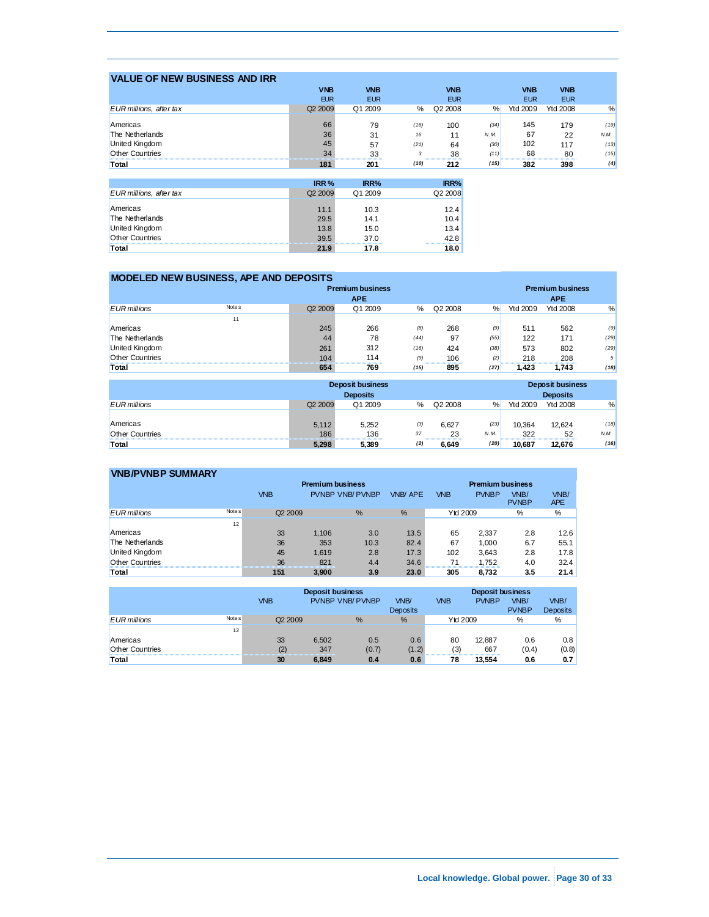## VALUE OF NEW BUSINESS AND IRR

| EUR millions, after tax | VNB EUR Q2 2009 | VNB EUR Q1 2009 | % | VNB EUR Q2 2008 | % | VNB EUR Ytd 2009 | VNB EUR Ytd 2008 | % |
|---|---|---|---|---|---|---|---|---|
| Americas | 66 | 79 | *(16)* | 100 | *(34)* | 145 | 179 | *(19)* |
| The Netherlands | 36 | 31 | *16* | 11 | *N.M.* | 67 | 22 | *N.M.* |
| United Kingdom | 45 | 57 | *(21)* | 64 | *(30)* | 102 | 117 | *(13)* |
| Other Countries | 34 | 33 | *3* | 38 | *(11)* | 68 | 80 | *(15)* |
| **Total** | **181** | **201** | ***(10)*** | **212** | ***(15)*** | **382** | **398** | ***(4)*** |

| EUR millions, after tax | IRR % Q2 2009 | IRR% Q1 2009 | IRR% Q2 2008 |
|---|---|---|---|
| Americas | 11.1 | 10.3 | 12.4 |
| The Netherlands | 29.5 | 14.1 | 10.4 |
| United Kingdom | 13.8 | 15.0 | 13.4 |
| Other Countries | 39.5 | 37.0 | 42.8 |
| **Total** | **21.9** | **17.8** | **18.0** |

## MODELED NEW BUSINESS, APE AND DEPOSITS

| | | Premium business | | | | | Premium business | | |
|---|---|---|---|---|---|---|---|---|---|
| | | APE | | | | | APE | | |
| EUR millions | Notes | Q2 2009 | Q1 2009 | % | Q2 2008 | % | Ytd 2009 | Ytd 2008 | % |
| | 11 | | | | | | | | |
| Americas | | 245 | 266 | *(8)* | 268 | *(9)* | 511 | 562 | *(9)* |
| The Netherlands | | 44 | 78 | *(44)* | 97 | *(55)* | 122 | 171 | *(29)* |
| United Kingdom | | 261 | 312 | *(16)* | 424 | *(38)* | 573 | 802 | *(29)* |
| Other Countries | | 104 | 114 | *(9)* | 106 | *(2)* | 218 | 208 | *5* |
| **Total** | | **654** | **769** | ***(15)*** | **895** | ***(27)*** | **1,423** | **1,743** | ***(18)*** |

| | Deposit business | | | | | Deposit business | | |
|---|---|---|---|---|---|---|---|---|
| | Deposits | | | | | Deposits | | |
| EUR millions | Q2 2009 | Q1 2009 | % | Q2 2008 | % | Ytd 2009 | Ytd 2008 | % |
| Americas | 5,112 | 5,252 | *(3)* | 6,627 | *(23)* | 10,364 | 12,624 | *(18)* |
| Other Countries | 186 | 136 | *37* | 23 | *N.M.* | 322 | 52 | *N.M.* |
| **Total** | **5,298** | **5,389** | ***(2)*** | **6,649** | ***(20)*** | **10,687** | **12,676** | ***(16)*** |

## VNB/PVNBP SUMMARY

| | | Premium business | | | | Premium business | | | |
|---|---|---|---|---|---|---|---|---|---|
| | | VNB | PVNBP | VNB/ PVNBP | VNB/ APE | VNB | PVNBP | VNB/ PVNBP | VNB/ APE |
| EUR millions | Notes | Q2 2009 | | % | % | Ytd 2009 | | % | % |
| | 12 | | | | | | | | |
| Americas | | 33 | 1,106 | 3.0 | 13.5 | 65 | 2,337 | 2.8 | 12.6 |
| The Netherlands | | 36 | 353 | 10.3 | 82.4 | 67 | 1,000 | 6.7 | 55.1 |
| United Kingdom | | 45 | 1,619 | 2.8 | 17.3 | 102 | 3,643 | 2.8 | 17.8 |
| Other Countries | | 36 | 821 | 4.4 | 34.6 | 71 | 1,752 | 4.0 | 32.4 |
| **Total** | | **151** | **3,900** | **3.9** | **23.0** | **305** | **8,732** | **3.5** | **21.4** |

| | | Deposit business | | | | Deposit business | | | |
|---|---|---|---|---|---|---|---|---|---|
| | | VNB | PVNBP | VNB/ PVNBP | VNB/ Deposits | VNB | PVNBP | VNB/ PVNBP | VNB/ Deposits |
| EUR millions | Notes | Q2 2009 | | % | % | Ytd 2009 | | % | % |
| | 12 | | | | | | | | |
| Americas | | 33 | 6,502 | 0.5 | 0.6 | 80 | 12,887 | 0.6 | 0.8 |
| Other Countries | | (2) | 347 | (0.7) | (1.2) | (3) | 667 | (0.4) | (0.8) |
| **Total** | | **30** | **6,849** | **0.4** | **0.6** | **78** | **13,554** | **0.6** | **0.7** |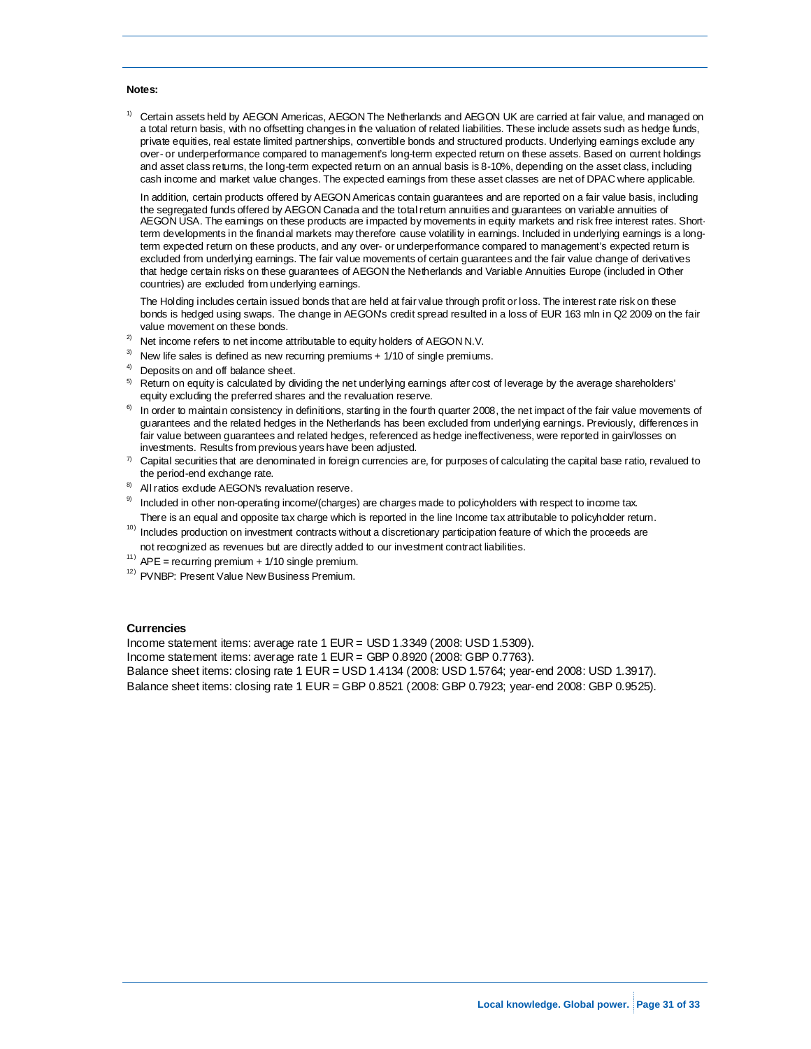**Notes:**

1) Certain assets held by AEGON Americas, AEGON The Netherlands and AEGON UK are carried at fair value, and managed on a total return basis, with no offsetting changes in the valuation of related liabilities. These include assets such as hedge funds, private equities, real estate limited partnerships, convertible bonds and structured products. Underlying earnings exclude any over- or underperformance compared to management's long-term expected return on these assets. Based on current holdings and asset class returns, the long-term expected return on an annual basis is 8-10%, depending on the asset class, including cash income and market value changes. The expected earnings from these asset classes are net of DPAC where applicable.

   In addition, certain products offered by AEGON Americas contain guarantees and are reported on a fair value basis, including the segregated funds offered by AEGON Canada and the total return annuities and guarantees on variable annuities of AEGON USA. The earnings on these products are impacted by movements in equity markets and risk free interest rates. Short-term developments in the financial markets may therefore cause volatility in earnings. Included in underlying earnings is a long-term expected return on these products, and any over- or underperformance compared to management's expected return is excluded from underlying earnings. The fair value movements of certain guarantees and the fair value change of derivatives that hedge certain risks on these guarantees of AEGON the Netherlands and Variable Annuities Europe (included in Other countries) are excluded from underlying earnings.

   The Holding includes certain issued bonds that are held at fair value through profit or loss. The interest rate risk on these bonds is hedged using swaps. The change in AEGON's credit spread resulted in a loss of EUR 163 mln in Q2 2009 on the fair value movement on these bonds.

2) Net income refers to net income attributable to equity holders of AEGON N.V.

3) New life sales is defined as new recurring premiums + 1/10 of single premiums.

4) Deposits on and off balance sheet.

5) Return on equity is calculated by dividing the net underlying earnings after cost of leverage by the average shareholders' equity excluding the preferred shares and the revaluation reserve.

6) In order to maintain consistency in definitions, starting in the fourth quarter 2008, the net impact of the fair value movements of guarantees and the related hedges in the Netherlands has been excluded from underlying earnings. Previously, differences in fair value between guarantees and related hedges, referenced as hedge ineffectiveness, were reported in gain/losses on investments. Results from previous years have been adjusted.

7) Capital securities that are denominated in foreign currencies are, for purposes of calculating the capital base ratio, revalued to the period-end exchange rate.

8) All ratios exclude AEGON's revaluation reserve.

9) Included in other non-operating income/(charges) are charges made to policyholders with respect to income tax. There is an equal and opposite tax charge which is reported in the line Income tax attributable to policyholder return.

10) Includes production on investment contracts without a discretionary participation feature of which the proceeds are not recognized as revenues but are directly added to our investment contract liabilities.

11) APE = recurring premium + 1/10 single premium.

12) PVNBP: Present Value New Business Premium.

**Currencies**

Income statement items: average rate 1 EUR = USD 1.3349 (2008: USD 1.5309).
Income statement items: average rate 1 EUR = GBP 0.8920 (2008: GBP 0.7763).
Balance sheet items: closing rate 1 EUR = USD 1.4134 (2008: USD 1.5764; year-end 2008: USD 1.3917).
Balance sheet items: closing rate 1 EUR = GBP 0.8521 (2008: GBP 0.7923; year-end 2008: GBP 0.9525).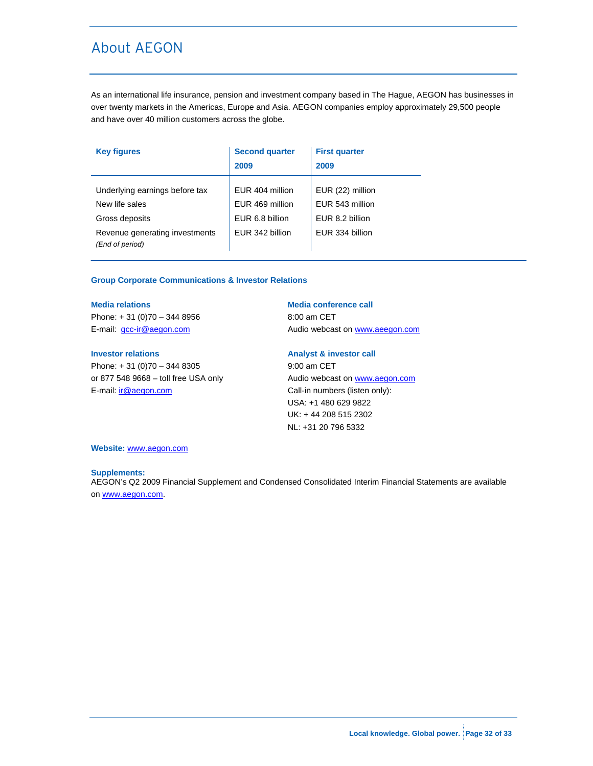# About AEGON

As an international life insurance, pension and investment company based in The Hague, AEGON has businesses in over twenty markets in the Americas, Europe and Asia. AEGON companies employ approximately 29,500 people and have over 40 million customers across the globe.

| Key figures | Second quarter 2009 | First quarter 2009 |
|---|---|---|
| Underlying earnings before tax | EUR 404 million | EUR (22) million |
| New life sales | EUR 469 million | EUR 543 million |
| Gross deposits | EUR 6.8 billion | EUR 8.2 billion |
| Revenue generating investments *(End of period)* | EUR 342 billion | EUR 334 billion |

**Group Corporate Communications & Investor Relations**

**Media relations**
Phone: + 31 (0)70 – 344 8956
E-mail: gcc-ir@aegon.com

**Investor relations**
Phone: + 31 (0)70 – 344 8305
or 877 548 9668 – toll free USA only
E-mail: ir@aegon.com

**Media conference call**
8:00 am CET
Audio webcast on www.aeegon.com

**Analyst & investor call**
9:00 am CET
Audio webcast on www.aegon.com
Call-in numbers (listen only):
USA: +1 480 629 9822
UK: + 44 208 515 2302
NL: +31 20 796 5332

**Website:** www.aegon.com

**Supplements:**
AEGON's Q2 2009 Financial Supplement and Condensed Consolidated Interim Financial Statements are available on www.aegon.com.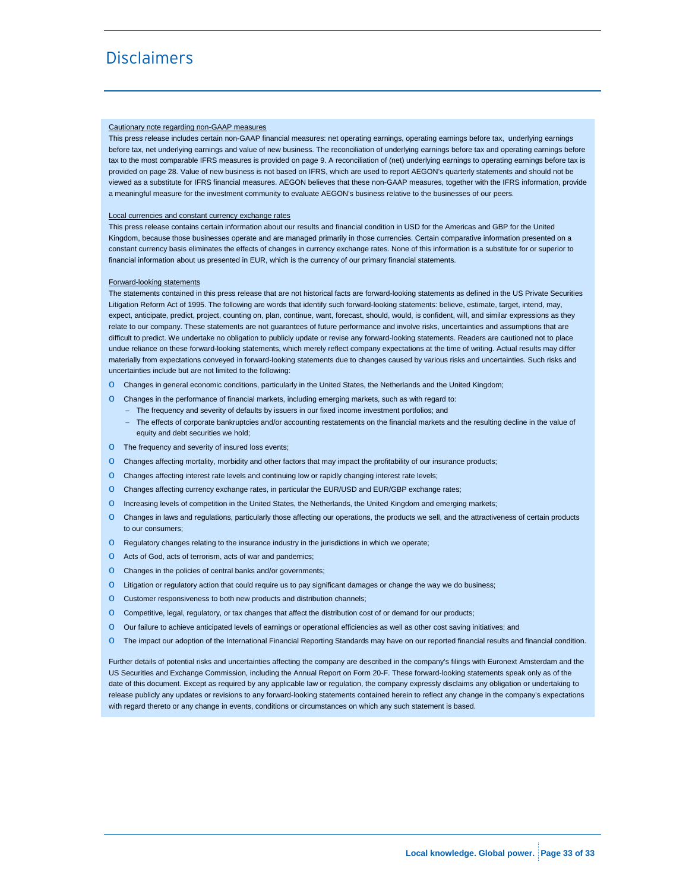# Disclaimers

Cautionary note regarding non-GAAP measures

This press release includes certain non-GAAP financial measures: net operating earnings, operating earnings before tax, underlying earnings before tax, net underlying earnings and value of new business. The reconciliation of underlying earnings before tax and operating earnings before tax to the most comparable IFRS measures is provided on page 9. A reconciliation of (net) underlying earnings to operating earnings before tax is provided on page 28. Value of new business is not based on IFRS, which are used to report AEGON's quarterly statements and should not be viewed as a substitute for IFRS financial measures. AEGON believes that these non-GAAP measures, together with the IFRS information, provide a meaningful measure for the investment community to evaluate AEGON's business relative to the businesses of our peers.

Local currencies and constant currency exchange rates

This press release contains certain information about our results and financial condition in USD for the Americas and GBP for the United Kingdom, because those businesses operate and are managed primarily in those currencies. Certain comparative information presented on a constant currency basis eliminates the effects of changes in currency exchange rates. None of this information is a substitute for or superior to financial information about us presented in EUR, which is the currency of our primary financial statements.

Forward-looking statements

The statements contained in this press release that are not historical facts are forward-looking statements as defined in the US Private Securities Litigation Reform Act of 1995. The following are words that identify such forward-looking statements: believe, estimate, target, intend, may, expect, anticipate, predict, project, counting on, plan, continue, want, forecast, should, would, is confident, will, and similar expressions as they relate to our company. These statements are not guarantees of future performance and involve risks, uncertainties and assumptions that are difficult to predict. We undertake no obligation to publicly update or revise any forward-looking statements. Readers are cautioned not to place undue reliance on these forward-looking statements, which merely reflect company expectations at the time of writing. Actual results may differ materially from expectations conveyed in forward-looking statements due to changes caused by various risks and uncertainties. Such risks and uncertainties include but are not limited to the following:

- Changes in general economic conditions, particularly in the United States, the Netherlands and the United Kingdom;
- Changes in the performance of financial markets, including emerging markets, such as with regard to:
  - The frequency and severity of defaults by issuers in our fixed income investment portfolios; and
  - The effects of corporate bankruptcies and/or accounting restatements on the financial markets and the resulting decline in the value of equity and debt securities we hold;
- The frequency and severity of insured loss events;
- Changes affecting mortality, morbidity and other factors that may impact the profitability of our insurance products;
- Changes affecting interest rate levels and continuing low or rapidly changing interest rate levels;
- Changes affecting currency exchange rates, in particular the EUR/USD and EUR/GBP exchange rates;
- Increasing levels of competition in the United States, the Netherlands, the United Kingdom and emerging markets;
- Changes in laws and regulations, particularly those affecting our operations, the products we sell, and the attractiveness of certain products to our consumers;
- Regulatory changes relating to the insurance industry in the jurisdictions in which we operate;
- Acts of God, acts of terrorism, acts of war and pandemics;
- Changes in the policies of central banks and/or governments;
- Litigation or regulatory action that could require us to pay significant damages or change the way we do business;
- Customer responsiveness to both new products and distribution channels;
- Competitive, legal, regulatory, or tax changes that affect the distribution cost of or demand for our products;
- Our failure to achieve anticipated levels of earnings or operational efficiencies as well as other cost saving initiatives; and
- The impact our adoption of the International Financial Reporting Standards may have on our reported financial results and financial condition.

Further details of potential risks and uncertainties affecting the company are described in the company's filings with Euronext Amsterdam and the US Securities and Exchange Commission, including the Annual Report on Form 20-F. These forward-looking statements speak only as of the date of this document. Except as required by any applicable law or regulation, the company expressly disclaims any obligation or undertaking to release publicly any updates or revisions to any forward-looking statements contained herein to reflect any change in the company's expectations with regard thereto or any change in events, conditions or circumstances on which any such statement is based.